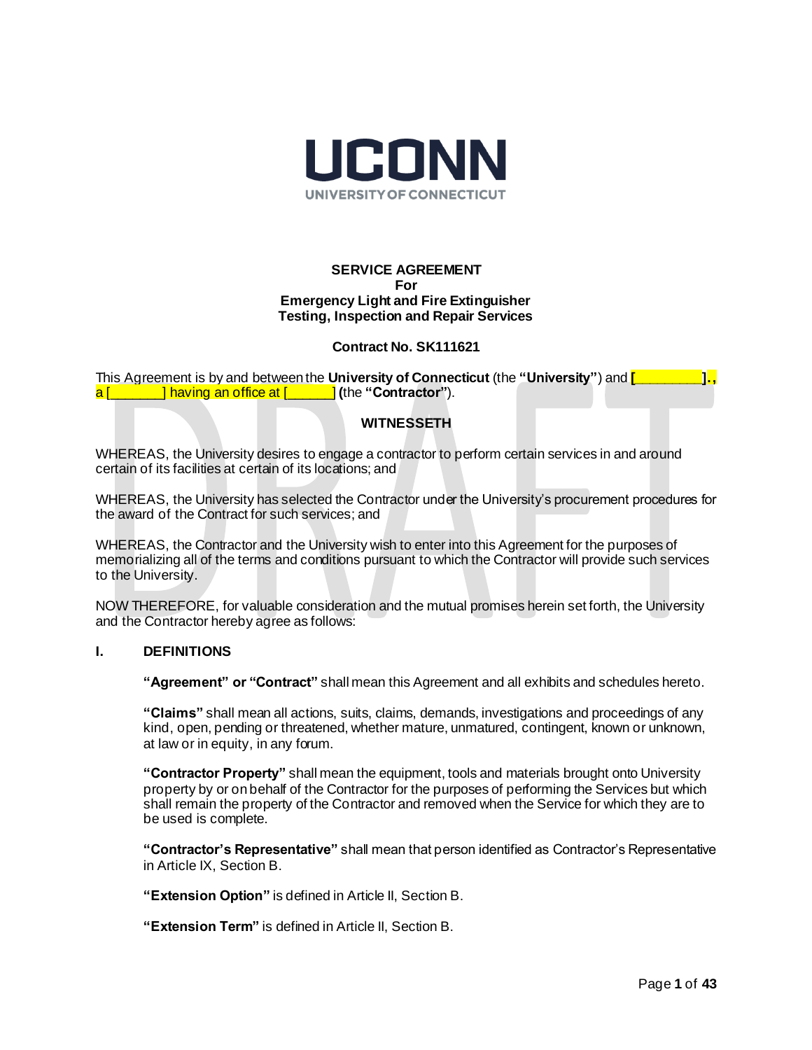UCONN

UNIVERSITY OF CONNECTICUT

**SERVICE AGREEMENT**
**For**
**Emergency Light and Fire Extinguisher**
**Testing, Inspection and Repair Services**

**Contract No. SK111621**

This Agreement is by and between the **University of Connecticut** (the **"University"**) and **[________].**, a [_______] having an office at [______] **(**the **"Contractor"**).

**WITNESSETH**

WHEREAS, the University desires to engage a contractor to perform certain services in and around certain of its facilities at certain of its locations; and

WHEREAS, the University has selected the Contractor under the University's procurement procedures for the award of the Contract for such services; and

WHEREAS, the Contractor and the University wish to enter into this Agreement for the purposes of memorializing all of the terms and conditions pursuant to which the Contractor will provide such services to the University.

NOW THEREFORE, for valuable consideration and the mutual promises herein set forth, the University and the Contractor hereby agree as follows:

## I. DEFINITIONS

**"Agreement" or "Contract"** shall mean this Agreement and all exhibits and schedules hereto.

**"Claims"** shall mean all actions, suits, claims, demands, investigations and proceedings of any kind, open, pending or threatened, whether mature, unmatured, contingent, known or unknown, at law or in equity, in any forum.

**"Contractor Property"** shall mean the equipment, tools and materials brought onto University property by or on behalf of the Contractor for the purposes of performing the Services but which shall remain the property of the Contractor and removed when the Service for which they are to be used is complete.

**"Contractor's Representative"** shall mean that person identified as Contractor's Representative in Article IX, Section B.

**"Extension Option"** is defined in Article II, Section B.

**"Extension Term"** is defined in Article II, Section B.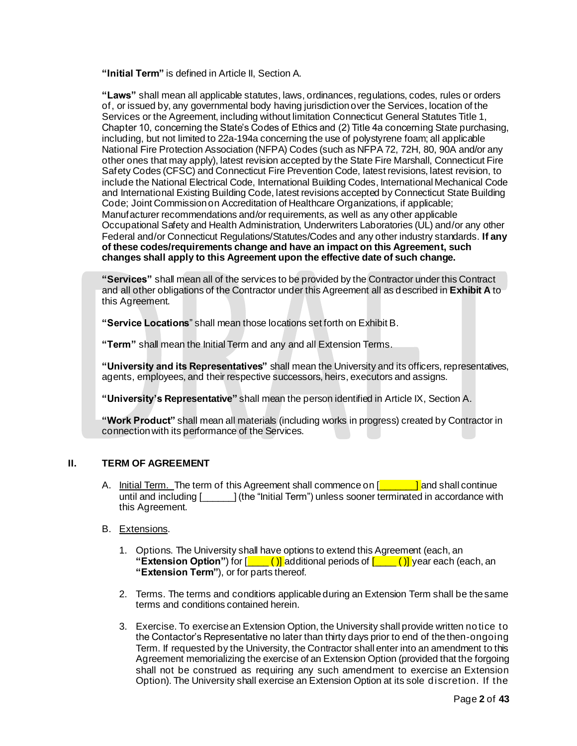**"Initial Term"** is defined in Article II, Section A.

**"Laws"** shall mean all applicable statutes, laws, ordinances, regulations, codes, rules or orders of, or issued by, any governmental body having jurisdiction over the Services, location of the Services or the Agreement, including without limitation Connecticut General Statutes Title 1, Chapter 10, concerning the State's Codes of Ethics and (2) Title 4a concerning State purchasing, including, but not limited to 22a-194a concerning the use of polystyrene foam; all applicable National Fire Protection Association (NFPA) Codes (such as NFPA 72, 72H, 80, 90A and/or any other ones that may apply), latest revision accepted by the State Fire Marshall, Connecticut Fire Safety Codes (CFSC) and Connecticut Fire Prevention Code, latest revisions, latest revision, to include the National Electrical Code, International Building Codes, International Mechanical Code and International Existing Building Code, latest revisions accepted by Connecticut State Building Code; Joint Commission on Accreditation of Healthcare Organizations, if applicable; Manufacturer recommendations and/or requirements, as well as any other applicable Occupational Safety and Health Administration, Underwriters Laboratories (UL) and/or any other Federal and/or Connecticut Regulations/Statutes/Codes and any other industry standards. **If any of these codes/requirements change and have an impact on this Agreement, such changes shall apply to this Agreement upon the effective date of such change.**

**"Services"** shall mean all of the services to be provided by the Contractor under this Contract and all other obligations of the Contractor under this Agreement all as described in **Exhibit A** to this Agreement.

**"Service Locations"** shall mean those locations set forth on Exhibit B.

**"Term"** shall mean the Initial Term and any and all Extension Terms.

**"University and its Representatives"** shall mean the University and its officers, representatives, agents, employees, and their respective successors, heirs, executors and assigns.

**"University's Representative"** shall mean the person identified in Article IX, Section A.

**"Work Product"** shall mean all materials (including works in progress) created by Contractor in connection with its performance of the Services.

## II. TERM OF AGREEMENT

A. Initial Term. The term of this Agreement shall commence on [_______] and shall continue until and including [______] (the "Initial Term") unless sooner terminated in accordance with this Agreement.

B. Extensions.

1. Options. The University shall have options to extend this Agreement (each, an **"Extension Option"**) for [____ ()] additional periods of [____ ()] year each (each, an **"Extension Term"**), or for parts thereof.

2. Terms. The terms and conditions applicable during an Extension Term shall be the same terms and conditions contained herein.

3. Exercise. To exercise an Extension Option, the University shall provide written notice to the Contactor's Representative no later than thirty days prior to end of the then-ongoing Term. If requested by the University, the Contractor shall enter into an amendment to this Agreement memorializing the exercise of an Extension Option (provided that the forgoing shall not be construed as requiring any such amendment to exercise an Extension Option). The University shall exercise an Extension Option at its sole discretion. If the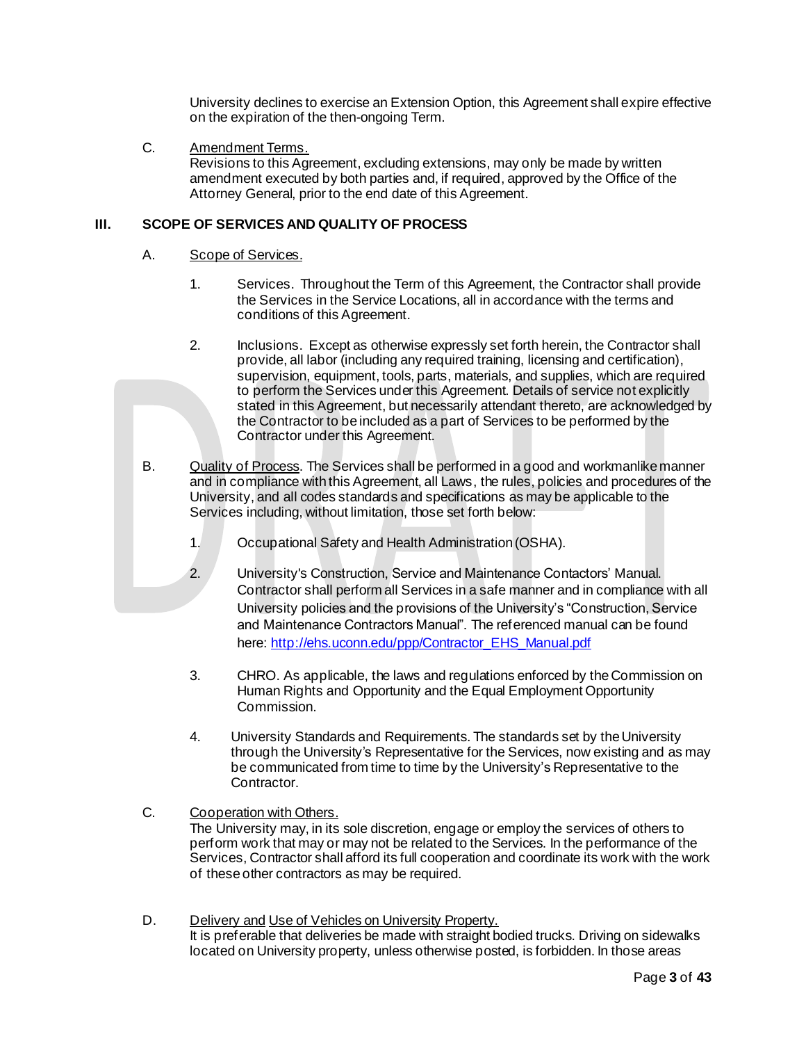University declines to exercise an Extension Option, this Agreement shall expire effective on the expiration of the then-ongoing Term.

C. Amendment Terms.
Revisions to this Agreement, excluding extensions, may only be made by written amendment executed by both parties and, if required, approved by the Office of the Attorney General, prior to the end date of this Agreement.

## III. SCOPE OF SERVICES AND QUALITY OF PROCESS

A. Scope of Services.

1. Services. Throughout the Term of this Agreement, the Contractor shall provide the Services in the Service Locations, all in accordance with the terms and conditions of this Agreement.

2. Inclusions. Except as otherwise expressly set forth herein, the Contractor shall provide, all labor (including any required training, licensing and certification), supervision, equipment, tools, parts, materials, and supplies, which are required to perform the Services under this Agreement. Details of service not explicitly stated in this Agreement, but necessarily attendant thereto, are acknowledged by the Contractor to be included as a part of Services to be performed by the Contractor under this Agreement.

B. Quality of Process. The Services shall be performed in a good and workmanlike manner and in compliance with this Agreement, all Laws, the rules, policies and procedures of the University, and all codes standards and specifications as may be applicable to the Services including, without limitation, those set forth below:

1. Occupational Safety and Health Administration (OSHA).

2. University's Construction, Service and Maintenance Contactors' Manual. Contractor shall perform all Services in a safe manner and in compliance with all University policies and the provisions of the University's "Construction, Service and Maintenance Contractors Manual". The referenced manual can be found here: http://ehs.uconn.edu/ppp/Contractor_EHS_Manual.pdf

3. CHRO. As applicable, the laws and regulations enforced by the Commission on Human Rights and Opportunity and the Equal Employment Opportunity Commission.

4. University Standards and Requirements. The standards set by the University through the University's Representative for the Services, now existing and as may be communicated from time to time by the University's Representative to the Contractor.

C. Cooperation with Others.
The University may, in its sole discretion, engage or employ the services of others to perform work that may or may not be related to the Services. In the performance of the Services, Contractor shall afford its full cooperation and coordinate its work with the work of these other contractors as may be required.

D. Delivery and Use of Vehicles on University Property.
It is preferable that deliveries be made with straight bodied trucks. Driving on sidewalks located on University property, unless otherwise posted, is forbidden. In those areas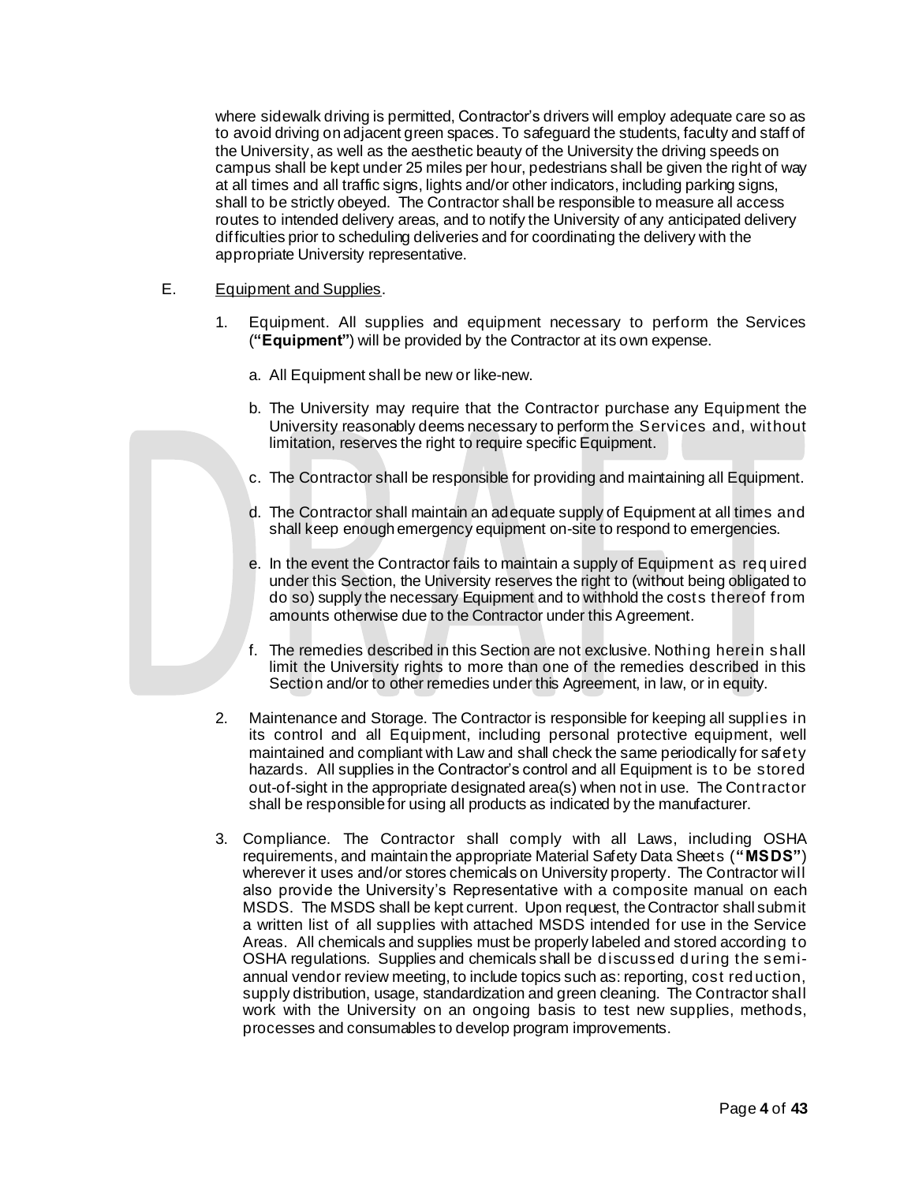where sidewalk driving is permitted, Contractor's drivers will employ adequate care so as to avoid driving on adjacent green spaces. To safeguard the students, faculty and staff of the University, as well as the aesthetic beauty of the University the driving speeds on campus shall be kept under 25 miles per hour, pedestrians shall be given the right of way at all times and all traffic signs, lights and/or other indicators, including parking signs, shall to be strictly obeyed. The Contractor shall be responsible to measure all access routes to intended delivery areas, and to notify the University of any anticipated delivery difficulties prior to scheduling deliveries and for coordinating the delivery with the appropriate University representative.

E. Equipment and Supplies.

1. Equipment. All supplies and equipment necessary to perform the Services (**"Equipment"**) will be provided by the Contractor at its own expense.

   a. All Equipment shall be new or like-new.

   b. The University may require that the Contractor purchase any Equipment the University reasonably deems necessary to perform the Services and, without limitation, reserves the right to require specific Equipment.

   c. The Contractor shall be responsible for providing and maintaining all Equipment.

   d. The Contractor shall maintain an adequate supply of Equipment at all times and shall keep enough emergency equipment on-site to respond to emergencies.

   e. In the event the Contractor fails to maintain a supply of Equipment as required under this Section, the University reserves the right to (without being obligated to do so) supply the necessary Equipment and to withhold the costs thereof from amounts otherwise due to the Contractor under this Agreement.

   f. The remedies described in this Section are not exclusive. Nothing herein shall limit the University rights to more than one of the remedies described in this Section and/or to other remedies under this Agreement, in law, or in equity.

2. Maintenance and Storage. The Contractor is responsible for keeping all supplies in its control and all Equipment, including personal protective equipment, well maintained and compliant with Law and shall check the same periodically for safety hazards. All supplies in the Contractor's control and all Equipment is to be stored out-of-sight in the appropriate designated area(s) when not in use. The Contractor shall be responsible for using all products as indicated by the manufacturer.

3. Compliance. The Contractor shall comply with all Laws, including OSHA requirements, and maintain the appropriate Material Safety Data Sheets (**"MSDS"**) wherever it uses and/or stores chemicals on University property. The Contractor will also provide the University's Representative with a composite manual on each MSDS. The MSDS shall be kept current. Upon request, the Contractor shall submit a written list of all supplies with attached MSDS intended for use in the Service Areas. All chemicals and supplies must be properly labeled and stored according to OSHA regulations. Supplies and chemicals shall be discussed during the semi-annual vendor review meeting, to include topics such as: reporting, cost reduction, supply distribution, usage, standardization and green cleaning. The Contractor shall work with the University on an ongoing basis to test new supplies, methods, processes and consumables to develop program improvements.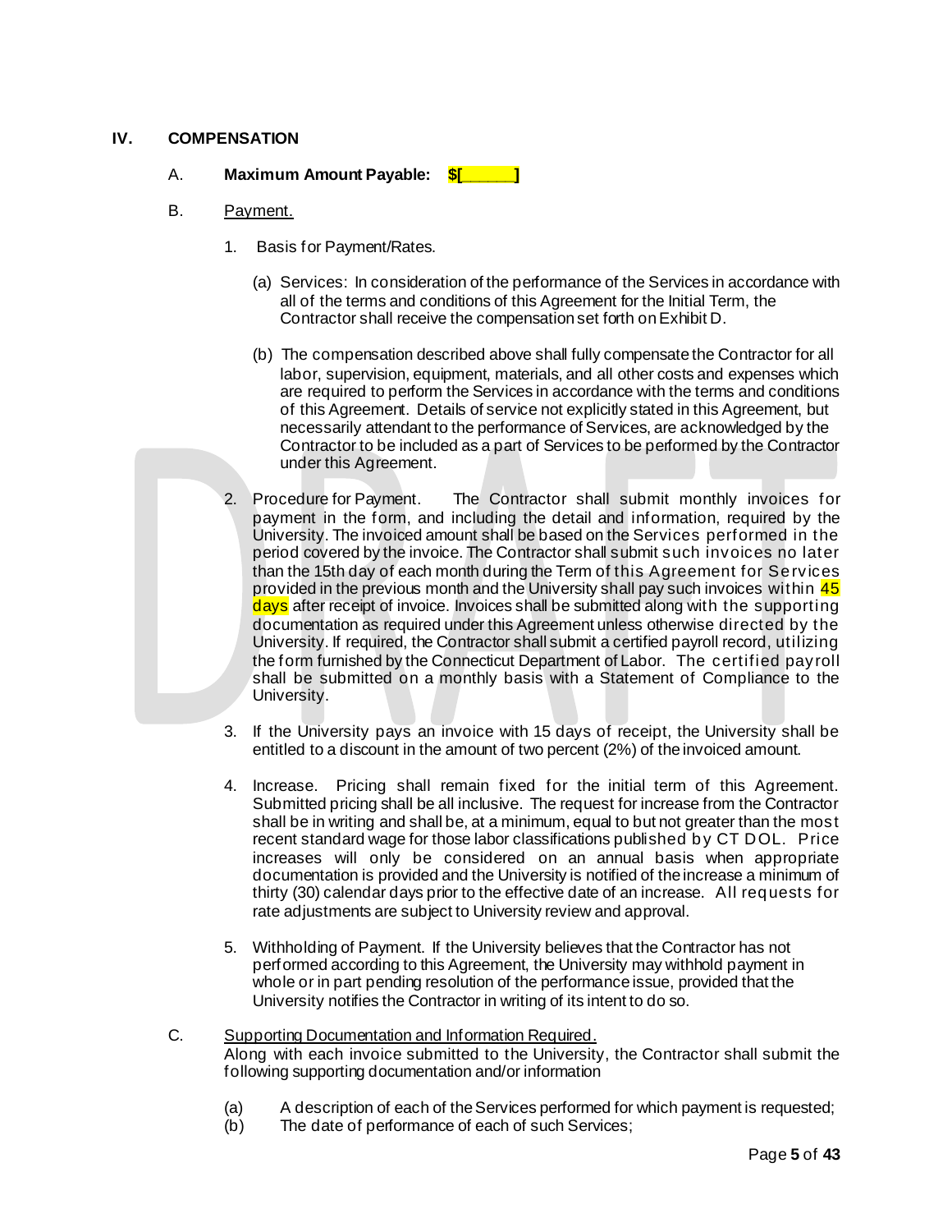## IV. COMPENSATION

A. **Maximum Amount Payable: $[______]**

B. Payment.

1. Basis for Payment/Rates.

   (a) Services: In consideration of the performance of the Services in accordance with all of the terms and conditions of this Agreement for the Initial Term, the Contractor shall receive the compensation set forth on Exhibit D.

   (b) The compensation described above shall fully compensate the Contractor for all labor, supervision, equipment, materials, and all other costs and expenses which are required to perform the Services in accordance with the terms and conditions of this Agreement. Details of service not explicitly stated in this Agreement, but necessarily attendant to the performance of Services, are acknowledged by the Contractor to be included as a part of Services to be performed by the Contractor under this Agreement.

2. Procedure for Payment. The Contractor shall submit monthly invoices for payment in the form, and including the detail and information, required by the University. The invoiced amount shall be based on the Services performed in the period covered by the invoice. The Contractor shall submit such invoices no later than the 15th day of each month during the Term of this Agreement for Services provided in the previous month and the University shall pay such invoices within 45 days after receipt of invoice. Invoices shall be submitted along with the supporting documentation as required under this Agreement unless otherwise directed by the University. If required, the Contractor shall submit a certified payroll record, utilizing the form furnished by the Connecticut Department of Labor. The certified payroll shall be submitted on a monthly basis with a Statement of Compliance to the University.

3. If the University pays an invoice with 15 days of receipt, the University shall be entitled to a discount in the amount of two percent (2%) of the invoiced amount.

4. Increase. Pricing shall remain fixed for the initial term of this Agreement. Submitted pricing shall be all inclusive. The request for increase from the Contractor shall be in writing and shall be, at a minimum, equal to but not greater than the most recent standard wage for those labor classifications published by CT DOL. Price increases will only be considered on an annual basis when appropriate documentation is provided and the University is notified of the increase a minimum of thirty (30) calendar days prior to the effective date of an increase. All requests for rate adjustments are subject to University review and approval.

5. Withholding of Payment. If the University believes that the Contractor has not performed according to this Agreement, the University may withhold payment in whole or in part pending resolution of the performance issue, provided that the University notifies the Contractor in writing of its intent to do so.

C. Supporting Documentation and Information Required.
Along with each invoice submitted to the University, the Contractor shall submit the following supporting documentation and/or information

(a) A description of each of the Services performed for which payment is requested;
(b) The date of performance of each of such Services;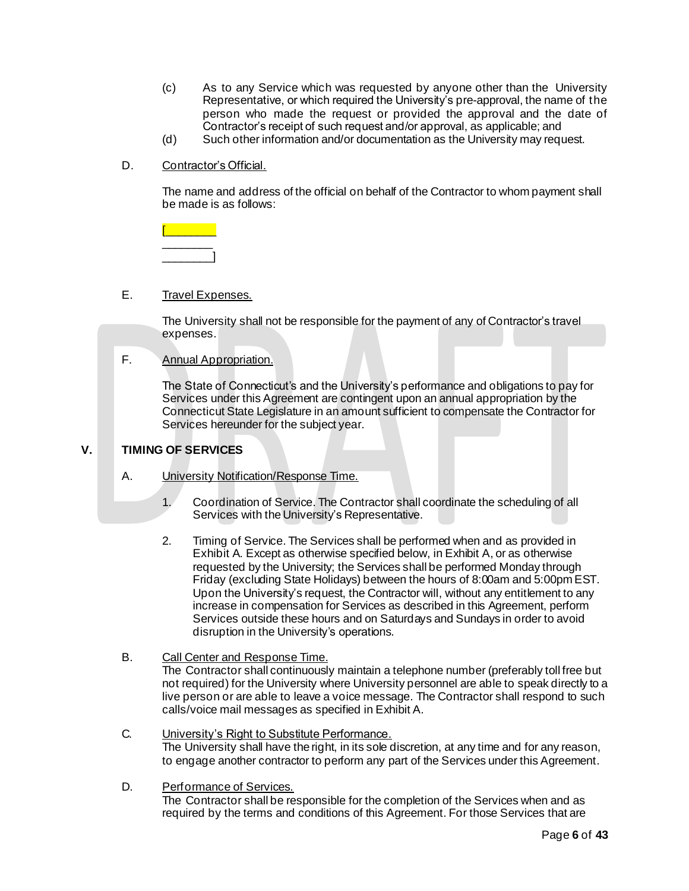(c) As to any Service which was requested by anyone other than the University Representative, or which required the University's pre-approval, the name of the person who made the request or provided the approval and the date of Contractor's receipt of such request and/or approval, as applicable; and

(d) Such other information and/or documentation as the University may request.

D. Contractor's Official.

The name and address of the official on behalf of the Contractor to whom payment shall be made is as follows:

[________
________
________]

E. Travel Expenses.

The University shall not be responsible for the payment of any of Contractor's travel expenses.

F. Annual Appropriation.

The State of Connecticut's and the University's performance and obligations to pay for Services under this Agreement are contingent upon an annual appropriation by the Connecticut State Legislature in an amount sufficient to compensate the Contractor for Services hereunder for the subject year.

## V. TIMING OF SERVICES

A. University Notification/Response Time.

1. Coordination of Service. The Contractor shall coordinate the scheduling of all Services with the University's Representative.

2. Timing of Service. The Services shall be performed when and as provided in Exhibit A. Except as otherwise specified below, in Exhibit A, or as otherwise requested by the University; the Services shall be performed Monday through Friday (excluding State Holidays) between the hours of 8:00am and 5:00pm EST. Upon the University's request, the Contractor will, without any entitlement to any increase in compensation for Services as described in this Agreement, perform Services outside these hours and on Saturdays and Sundays in order to avoid disruption in the University's operations.

B. Call Center and Response Time.
The Contractor shall continuously maintain a telephone number (preferably toll free but not required) for the University where University personnel are able to speak directly to a live person or are able to leave a voice message. The Contractor shall respond to such calls/voice mail messages as specified in Exhibit A.

C. University's Right to Substitute Performance.
The University shall have the right, in its sole discretion, at any time and for any reason, to engage another contractor to perform any part of the Services under this Agreement.

D. Performance of Services.
The Contractor shall be responsible for the completion of the Services when and as required by the terms and conditions of this Agreement. For those Services that are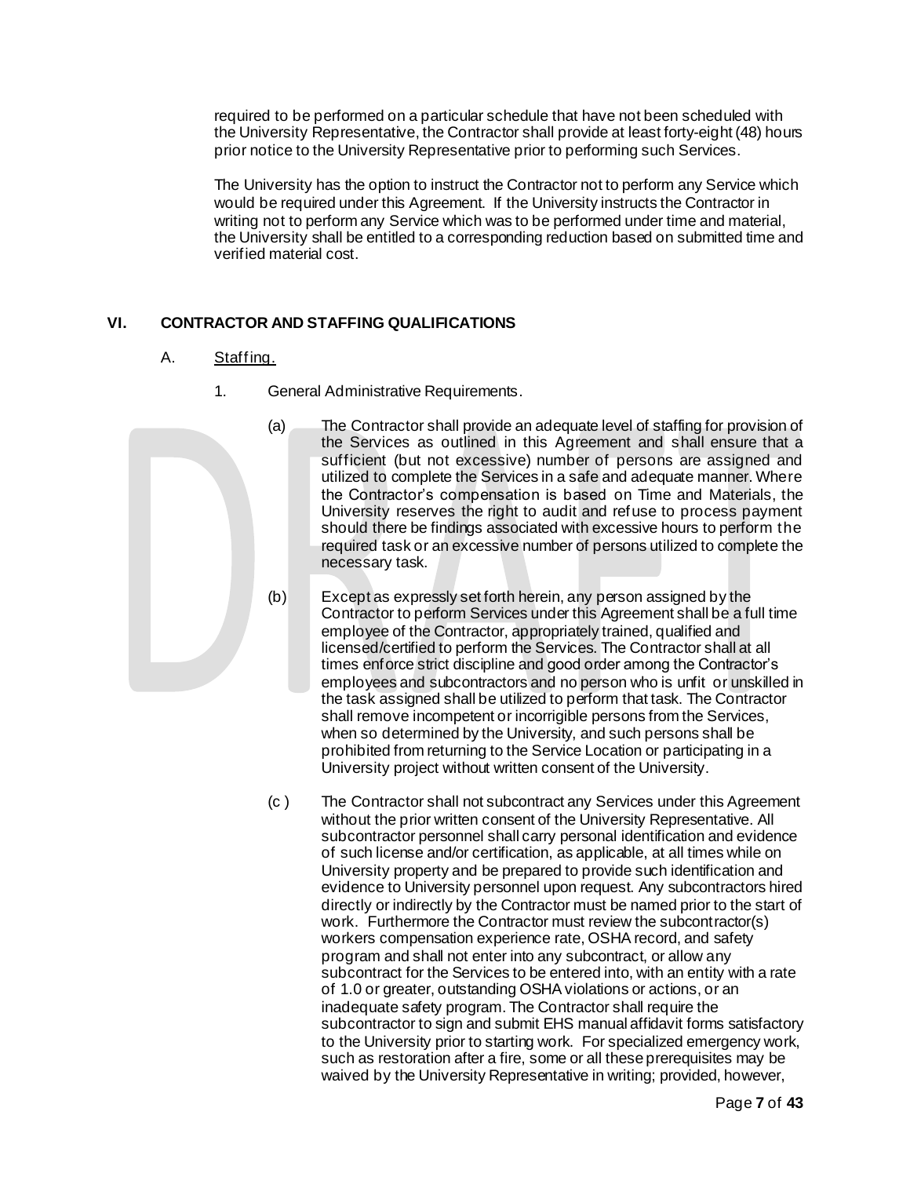required to be performed on a particular schedule that have not been scheduled with the University Representative, the Contractor shall provide at least forty-eight (48) hours prior notice to the University Representative prior to performing such Services.

The University has the option to instruct the Contractor not to perform any Service which would be required under this Agreement. If the University instructs the Contractor in writing not to perform any Service which was to be performed under time and material, the University shall be entitled to a corresponding reduction based on submitted time and verified material cost.

## VI. CONTRACTOR AND STAFFING QUALIFICATIONS

A. Staffing.

1. General Administrative Requirements.

(a) The Contractor shall provide an adequate level of staffing for provision of the Services as outlined in this Agreement and shall ensure that a sufficient (but not excessive) number of persons are assigned and utilized to complete the Services in a safe and adequate manner. Where the Contractor's compensation is based on Time and Materials, the University reserves the right to audit and refuse to process payment should there be findings associated with excessive hours to perform the required task or an excessive number of persons utilized to complete the necessary task.

(b) Except as expressly set forth herein, any person assigned by the Contractor to perform Services under this Agreement shall be a full time employee of the Contractor, appropriately trained, qualified and licensed/certified to perform the Services. The Contractor shall at all times enforce strict discipline and good order among the Contractor's employees and subcontractors and no person who is unfit or unskilled in the task assigned shall be utilized to perform that task. The Contractor shall remove incompetent or incorrigible persons from the Services, when so determined by the University, and such persons shall be prohibited from returning to the Service Location or participating in a University project without written consent of the University.

(c ) The Contractor shall not subcontract any Services under this Agreement without the prior written consent of the University Representative. All subcontractor personnel shall carry personal identification and evidence of such license and/or certification, as applicable, at all times while on University property and be prepared to provide such identification and evidence to University personnel upon request. Any subcontractors hired directly or indirectly by the Contractor must be named prior to the start of work. Furthermore the Contractor must review the subcontractor(s) workers compensation experience rate, OSHA record, and safety program and shall not enter into any subcontract, or allow any subcontract for the Services to be entered into, with an entity with a rate of 1.0 or greater, outstanding OSHA violations or actions, or an inadequate safety program. The Contractor shall require the subcontractor to sign and submit EHS manual affidavit forms satisfactory to the University prior to starting work. For specialized emergency work, such as restoration after a fire, some or all these prerequisites may be waived by the University Representative in writing; provided, however,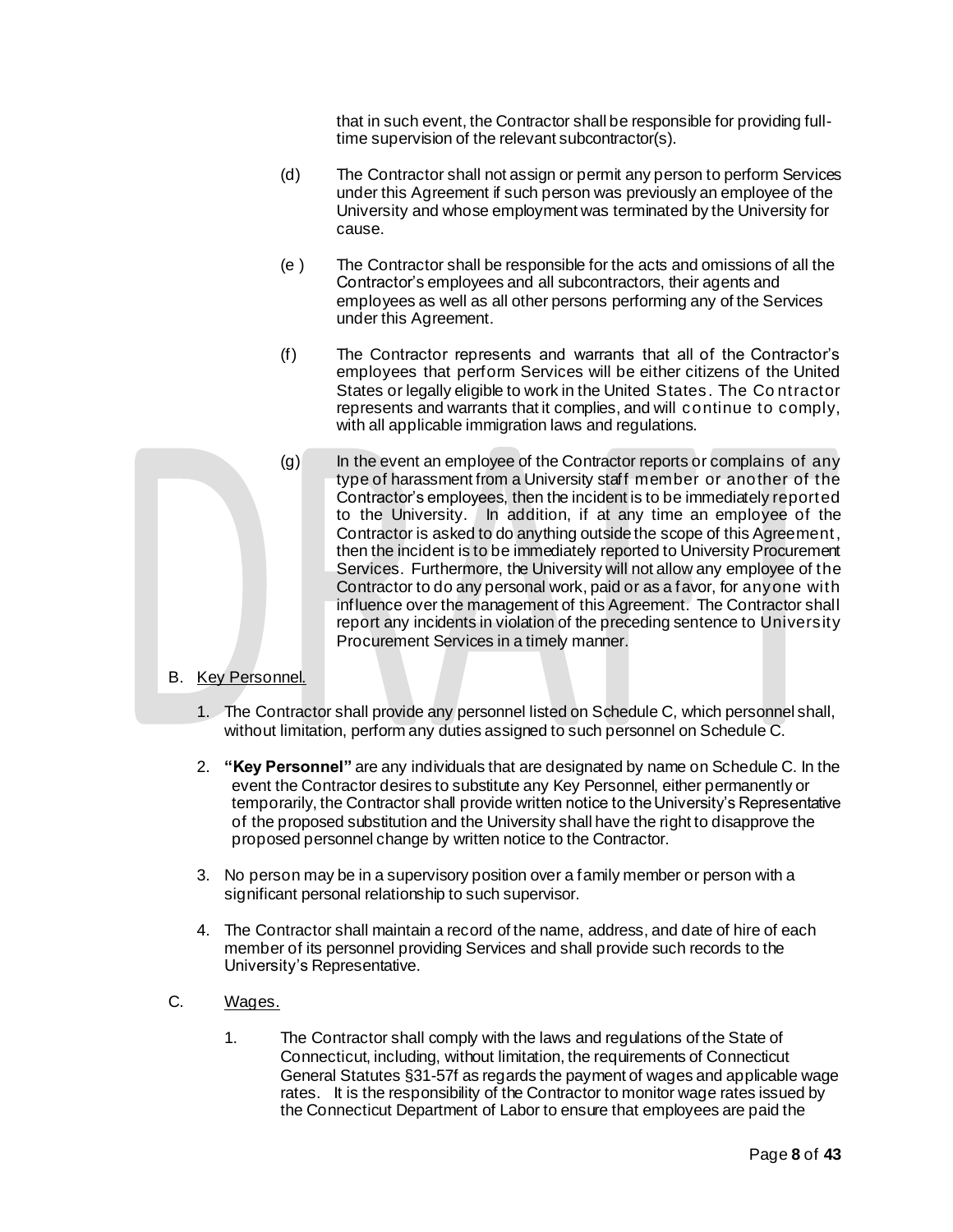that in such event, the Contractor shall be responsible for providing full-time supervision of the relevant subcontractor(s).

(d) The Contractor shall not assign or permit any person to perform Services under this Agreement if such person was previously an employee of the University and whose employment was terminated by the University for cause.

(e ) The Contractor shall be responsible for the acts and omissions of all the Contractor's employees and all subcontractors, their agents and employees as well as all other persons performing any of the Services under this Agreement.

(f) The Contractor represents and warrants that all of the Contractor's employees that perform Services will be either citizens of the United States or legally eligible to work in the United States. The Contractor represents and warrants that it complies, and will continue to comply, with all applicable immigration laws and regulations.

(g) In the event an employee of the Contractor reports or complains of any type of harassment from a University staff member or another of the Contractor's employees, then the incident is to be immediately reported to the University. In addition, if at any time an employee of the Contractor is asked to do anything outside the scope of this Agreement, then the incident is to be immediately reported to University Procurement Services. Furthermore, the University will not allow any employee of the Contractor to do any personal work, paid or as a favor, for anyone with influence over the management of this Agreement. The Contractor shall report any incidents in violation of the preceding sentence to University Procurement Services in a timely manner.

B. Key Personnel.

1. The Contractor shall provide any personnel listed on Schedule C, which personnel shall, without limitation, perform any duties assigned to such personnel on Schedule C.

2. **"Key Personnel"** are any individuals that are designated by name on Schedule C. In the event the Contractor desires to substitute any Key Personnel, either permanently or temporarily, the Contractor shall provide written notice to the University's Representative of the proposed substitution and the University shall have the right to disapprove the proposed personnel change by written notice to the Contractor.

3. No person may be in a supervisory position over a family member or person with a significant personal relationship to such supervisor.

4. The Contractor shall maintain a record of the name, address, and date of hire of each member of its personnel providing Services and shall provide such records to the University's Representative.

C. Wages.

1. The Contractor shall comply with the laws and regulations of the State of Connecticut, including, without limitation, the requirements of Connecticut General Statutes §31-57f as regards the payment of wages and applicable wage rates. It is the responsibility of the Contractor to monitor wage rates issued by the Connecticut Department of Labor to ensure that employees are paid the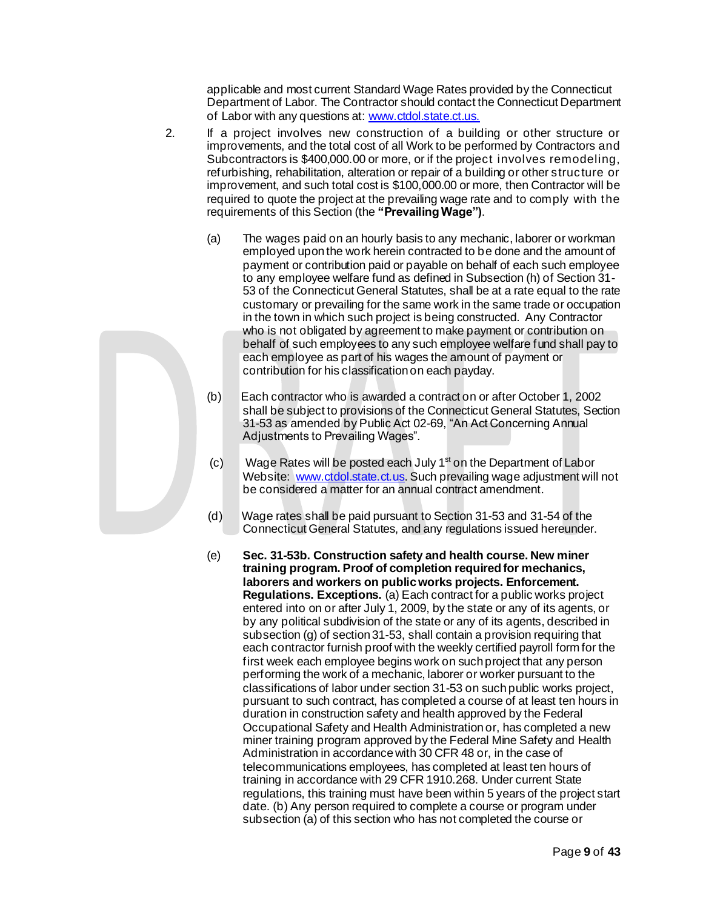applicable and most current Standard Wage Rates provided by the Connecticut Department of Labor. The Contractor should contact the Connecticut Department of Labor with any questions at: www.ctdol.state.ct.us.

2. If a project involves new construction of a building or other structure or improvements, and the total cost of all Work to be performed by Contractors and Subcontractors is $400,000.00 or more, or if the project involves remodeling, refurbishing, rehabilitation, alteration or repair of a building or other structure or improvement, and such total cost is $100,000.00 or more, then Contractor will be required to quote the project at the prevailing wage rate and to comply with the requirements of this Section (the **"Prevailing Wage")**.

   (a) The wages paid on an hourly basis to any mechanic, laborer or workman employed upon the work herein contracted to be done and the amount of payment or contribution paid or payable on behalf of each such employee to any employee welfare fund as defined in Subsection (h) of Section 31-53 of the Connecticut General Statutes, shall be at a rate equal to the rate customary or prevailing for the same work in the same trade or occupation in the town in which such project is being constructed. Any Contractor who is not obligated by agreement to make payment or contribution on behalf of such employees to any such employee welfare fund shall pay to each employee as part of his wages the amount of payment or contribution for his classification on each payday.

   (b) Each contractor who is awarded a contract on or after October 1, 2002 shall be subject to provisions of the Connecticut General Statutes, Section 31-53 as amended by Public Act 02-69, "An Act Concerning Annual Adjustments to Prevailing Wages".

   (c) Wage Rates will be posted each July 1st on the Department of Labor Website: www.ctdol.state.ct.us. Such prevailing wage adjustment will not be considered a matter for an annual contract amendment.

   (d) Wage rates shall be paid pursuant to Section 31-53 and 31-54 of the Connecticut General Statutes, and any regulations issued hereunder.

   (e) **Sec. 31-53b. Construction safety and health course. New miner training program. Proof of completion required for mechanics, laborers and workers on public works projects. Enforcement. Regulations. Exceptions.** (a) Each contract for a public works project entered into on or after July 1, 2009, by the state or any of its agents, or by any political subdivision of the state or any of its agents, described in subsection (g) of section 31-53, shall contain a provision requiring that each contractor furnish proof with the weekly certified payroll form for the first week each employee begins work on such project that any person performing the work of a mechanic, laborer or worker pursuant to the classifications of labor under section 31-53 on such public works project, pursuant to such contract, has completed a course of at least ten hours in duration in construction safety and health approved by the Federal Occupational Safety and Health Administration or, has completed a new miner training program approved by the Federal Mine Safety and Health Administration in accordance with 30 CFR 48 or, in the case of telecommunications employees, has completed at least ten hours of training in accordance with 29 CFR 1910.268. Under current State regulations, this training must have been within 5 years of the project start date. (b) Any person required to complete a course or program under subsection (a) of this section who has not completed the course or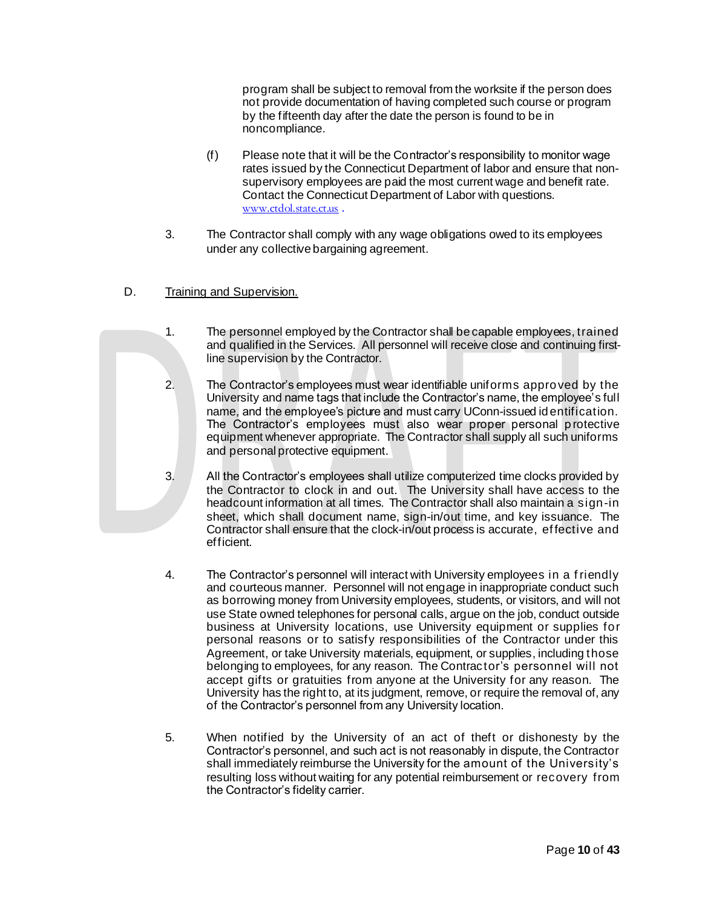program shall be subject to removal from the worksite if the person does not provide documentation of having completed such course or program by the fifteenth day after the date the person is found to be in noncompliance.

(f) Please note that it will be the Contractor's responsibility to monitor wage rates issued by the Connecticut Department of labor and ensure that non-supervisory employees are paid the most current wage and benefit rate. Contact the Connecticut Department of Labor with questions. www.ctdol.state.ct.us .

3. The Contractor shall comply with any wage obligations owed to its employees under any collective bargaining agreement.

D. Training and Supervision.

1. The personnel employed by the Contractor shall be capable employees, trained and qualified in the Services. All personnel will receive close and continuing first-line supervision by the Contractor.

2. The Contractor's employees must wear identifiable uniforms approved by the University and name tags that include the Contractor's name, the employee's full name, and the employee's picture and must carry UConn-issued identification. The Contractor's employees must also wear proper personal protective equipment whenever appropriate. The Contractor shall supply all such uniforms and personal protective equipment.

3. All the Contractor's employees shall utilize computerized time clocks provided by the Contractor to clock in and out. The University shall have access to the headcount information at all times. The Contractor shall also maintain a sign-in sheet, which shall document name, sign-in/out time, and key issuance. The Contractor shall ensure that the clock-in/out process is accurate, effective and efficient.

4. The Contractor's personnel will interact with University employees in a friendly and courteous manner. Personnel will not engage in inappropriate conduct such as borrowing money from University employees, students, or visitors, and will not use State owned telephones for personal calls, argue on the job, conduct outside business at University locations, use University equipment or supplies for personal reasons or to satisfy responsibilities of the Contractor under this Agreement, or take University materials, equipment, or supplies, including those belonging to employees, for any reason. The Contractor's personnel will not accept gifts or gratuities from anyone at the University for any reason. The University has the right to, at its judgment, remove, or require the removal of, any of the Contractor's personnel from any University location.

5. When notified by the University of an act of theft or dishonesty by the Contractor's personnel, and such act is not reasonably in dispute, the Contractor shall immediately reimburse the University for the amount of the University's resulting loss without waiting for any potential reimbursement or recovery from the Contractor's fidelity carrier.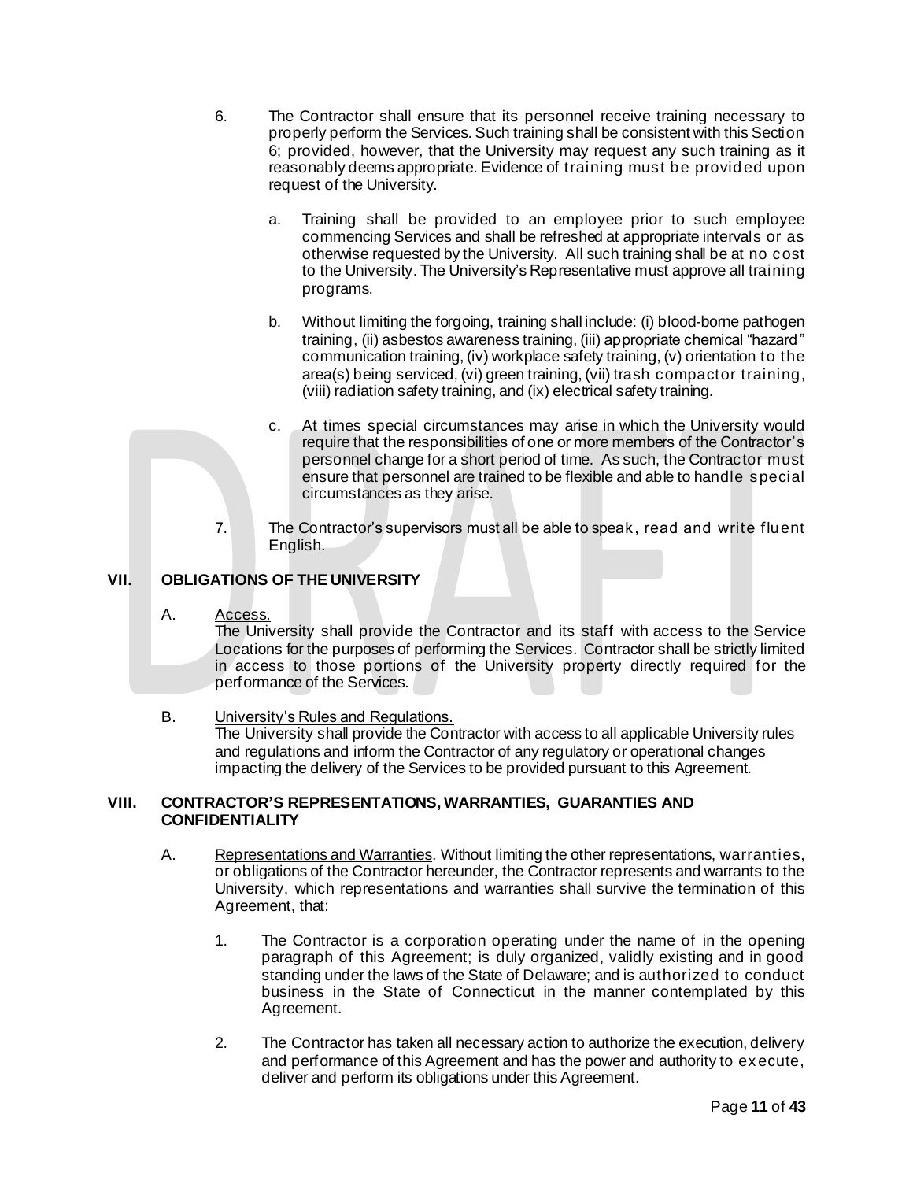6. The Contractor shall ensure that its personnel receive training necessary to properly perform the Services. Such training shall be consistent with this Section 6; provided, however, that the University may request any such training as it reasonably deems appropriate. Evidence of training must be provided upon request of the University.

   a. Training shall be provided to an employee prior to such employee commencing Services and shall be refreshed at appropriate intervals or as otherwise requested by the University. All such training shall be at no cost to the University. The University's Representative must approve all training programs.

   b. Without limiting the forgoing, training shall include: (i) blood-borne pathogen training, (ii) asbestos awareness training, (iii) appropriate chemical "hazard" communication training, (iv) workplace safety training, (v) orientation to the area(s) being serviced, (vi) green training, (vii) trash compactor training, (viii) radiation safety training, and (ix) electrical safety training.

   c. At times special circumstances may arise in which the University would require that the responsibilities of one or more members of the Contractor's personnel change for a short period of time. As such, the Contractor must ensure that personnel are trained to be flexible and able to handle special circumstances as they arise.

7. The Contractor's supervisors must all be able to speak, read and write fluent English.

## VII. OBLIGATIONS OF THE UNIVERSITY

A. Access.
The University shall provide the Contractor and its staff with access to the Service Locations for the purposes of performing the Services. Contractor shall be strictly limited in access to those portions of the University property directly required for the performance of the Services.

B. University's Rules and Regulations.
The University shall provide the Contractor with access to all applicable University rules and regulations and inform the Contractor of any regulatory or operational changes impacting the delivery of the Services to be provided pursuant to this Agreement.

## VIII. CONTRACTOR'S REPRESENTATIONS, WARRANTIES, GUARANTIES AND CONFIDENTIALITY

A. Representations and Warranties. Without limiting the other representations, warranties, or obligations of the Contractor hereunder, the Contractor represents and warrants to the University, which representations and warranties shall survive the termination of this Agreement, that:

1. The Contractor is a corporation operating under the name of in the opening paragraph of this Agreement; is duly organized, validly existing and in good standing under the laws of the State of Delaware; and is authorized to conduct business in the State of Connecticut in the manner contemplated by this Agreement.

2. The Contractor has taken all necessary action to authorize the execution, delivery and performance of this Agreement and has the power and authority to execute, deliver and perform its obligations under this Agreement.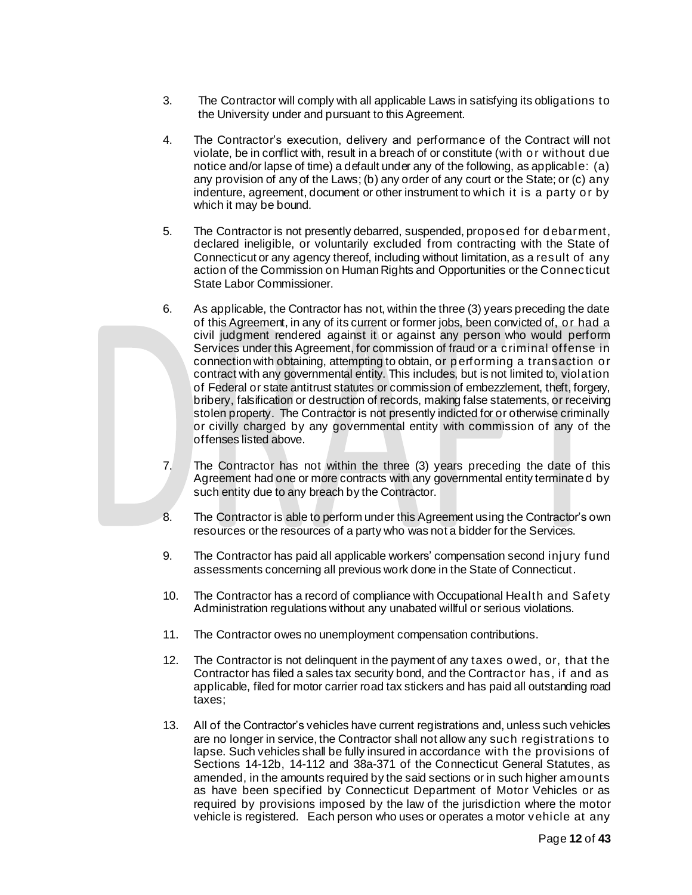3. The Contractor will comply with all applicable Laws in satisfying its obligations to the University under and pursuant to this Agreement.

4. The Contractor's execution, delivery and performance of the Contract will not violate, be in conflict with, result in a breach of or constitute (with or without due notice and/or lapse of time) a default under any of the following, as applicable: (a) any provision of any of the Laws; (b) any order of any court or the State; or (c) any indenture, agreement, document or other instrument to which it is a party or by which it may be bound.

5. The Contractor is not presently debarred, suspended, proposed for debarment, declared ineligible, or voluntarily excluded from contracting with the State of Connecticut or any agency thereof, including without limitation, as a result of any action of the Commission on Human Rights and Opportunities or the Connecticut State Labor Commissioner.

6. As applicable, the Contractor has not, within the three (3) years preceding the date of this Agreement, in any of its current or former jobs, been convicted of, or had a civil judgment rendered against it or against any person who would perform Services under this Agreement, for commission of fraud or a criminal offense in connection with obtaining, attempting to obtain, or performing a transaction or contract with any governmental entity. This includes, but is not limited to, violation of Federal or state antitrust statutes or commission of embezzlement, theft, forgery, bribery, falsification or destruction of records, making false statements, or receiving stolen property. The Contractor is not presently indicted for or otherwise criminally or civilly charged by any governmental entity with commission of any of the offenses listed above.

7. The Contractor has not within the three (3) years preceding the date of this Agreement had one or more contracts with any governmental entity terminated by such entity due to any breach by the Contractor.

8. The Contractor is able to perform under this Agreement using the Contractor's own resources or the resources of a party who was not a bidder for the Services.

9. The Contractor has paid all applicable workers' compensation second injury fund assessments concerning all previous work done in the State of Connecticut.

10. The Contractor has a record of compliance with Occupational Health and Safety Administration regulations without any unabated willful or serious violations.

11. The Contractor owes no unemployment compensation contributions.

12. The Contractor is not delinquent in the payment of any taxes owed, or, that the Contractor has filed a sales tax security bond, and the Contractor has, if and as applicable, filed for motor carrier road tax stickers and has paid all outstanding road taxes;

13. All of the Contractor's vehicles have current registrations and, unless such vehicles are no longer in service, the Contractor shall not allow any such registrations to lapse. Such vehicles shall be fully insured in accordance with the provisions of Sections 14-12b, 14-112 and 38a-371 of the Connecticut General Statutes, as amended, in the amounts required by the said sections or in such higher amounts as have been specified by Connecticut Department of Motor Vehicles or as required by provisions imposed by the law of the jurisdiction where the motor vehicle is registered. Each person who uses or operates a motor vehicle at any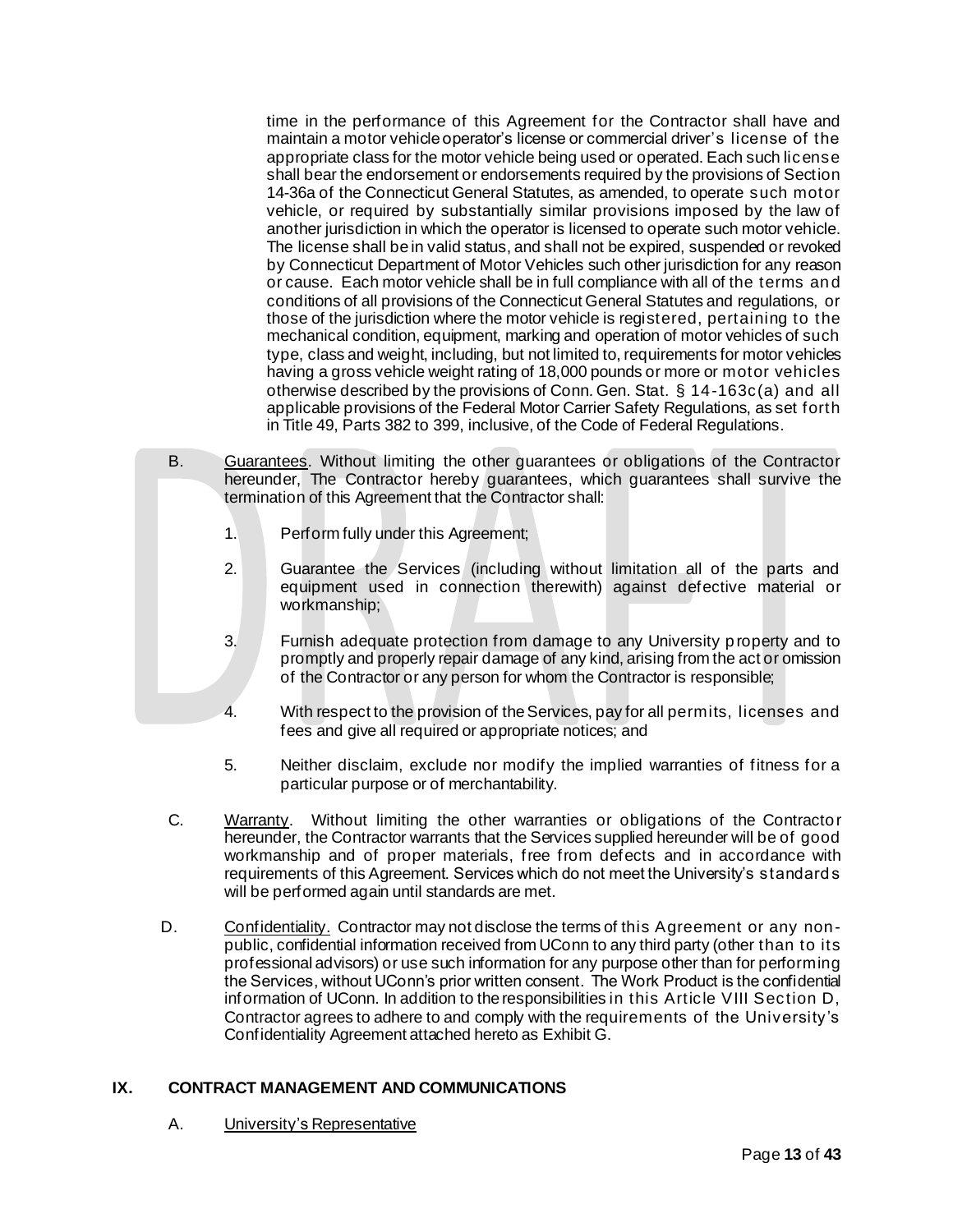time in the performance of this Agreement for the Contractor shall have and maintain a motor vehicle operator's license or commercial driver's license of the appropriate class for the motor vehicle being used or operated. Each such license shall bear the endorsement or endorsements required by the provisions of Section 14-36a of the Connecticut General Statutes, as amended, to operate such motor vehicle, or required by substantially similar provisions imposed by the law of another jurisdiction in which the operator is licensed to operate such motor vehicle. The license shall be in valid status, and shall not be expired, suspended or revoked by Connecticut Department of Motor Vehicles such other jurisdiction for any reason or cause. Each motor vehicle shall be in full compliance with all of the terms and conditions of all provisions of the Connecticut General Statutes and regulations, or those of the jurisdiction where the motor vehicle is registered, pertaining to the mechanical condition, equipment, marking and operation of motor vehicles of such type, class and weight, including, but not limited to, requirements for motor vehicles having a gross vehicle weight rating of 18,000 pounds or more or motor vehicles otherwise described by the provisions of Conn. Gen. Stat. § 14-163c(a) and all applicable provisions of the Federal Motor Carrier Safety Regulations, as set forth in Title 49, Parts 382 to 399, inclusive, of the Code of Federal Regulations.

B. Guarantees. Without limiting the other guarantees or obligations of the Contractor hereunder, The Contractor hereby guarantees, which guarantees shall survive the termination of this Agreement that the Contractor shall:

1. Perform fully under this Agreement;

2. Guarantee the Services (including without limitation all of the parts and equipment used in connection therewith) against defective material or workmanship;

3. Furnish adequate protection from damage to any University property and to promptly and properly repair damage of any kind, arising from the act or omission of the Contractor or any person for whom the Contractor is responsible;

4. With respect to the provision of the Services, pay for all permits, licenses and fees and give all required or appropriate notices; and

5. Neither disclaim, exclude nor modify the implied warranties of fitness for a particular purpose or of merchantability.

C. Warranty. Without limiting the other warranties or obligations of the Contractor hereunder, the Contractor warrants that the Services supplied hereunder will be of good workmanship and of proper materials, free from defects and in accordance with requirements of this Agreement. Services which do not meet the University's standards will be performed again until standards are met.

D. Confidentiality. Contractor may not disclose the terms of this Agreement or any non-public, confidential information received from UConn to any third party (other than to its professional advisors) or use such information for any purpose other than for performing the Services, without UConn's prior written consent. The Work Product is the confidential information of UConn. In addition to the responsibilities in this Article VIII Section D, Contractor agrees to adhere to and comply with the requirements of the University's Confidentiality Agreement attached hereto as Exhibit G.

## IX. CONTRACT MANAGEMENT AND COMMUNICATIONS

A. University's Representative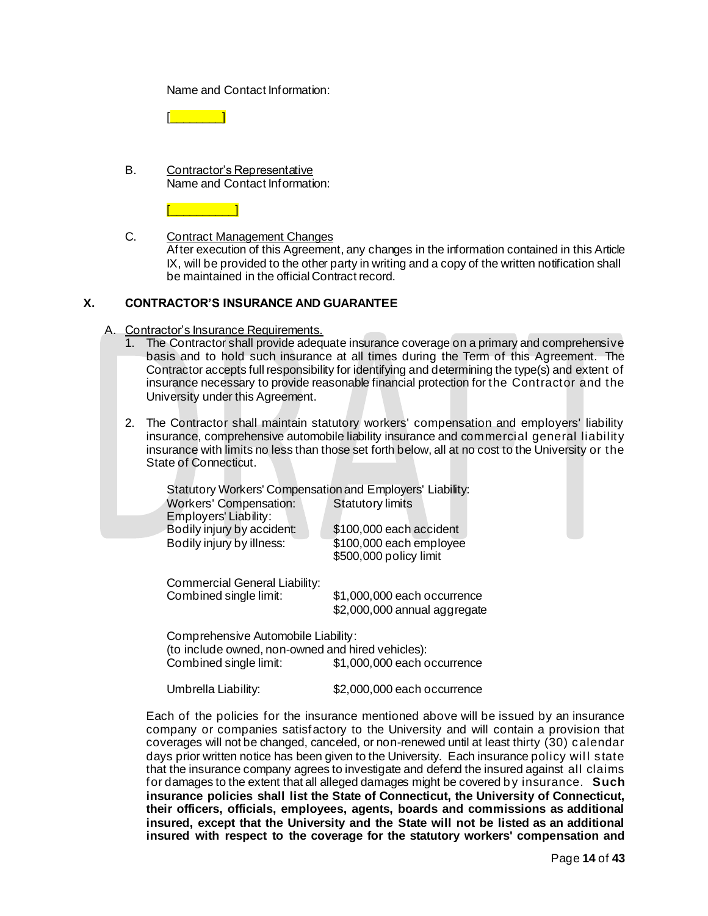Name and Contact Information:

[________]

B. Contractor's Representative
Name and Contact Information:

[__________]

C. Contract Management Changes
After execution of this Agreement, any changes in the information contained in this Article IX, will be provided to the other party in writing and a copy of the written notification shall be maintained in the official Contract record.

## X. CONTRACTOR'S INSURANCE AND GUARANTEE

A. Contractor's Insurance Requirements.

1. The Contractor shall provide adequate insurance coverage on a primary and comprehensive basis and to hold such insurance at all times during the Term of this Agreement. The Contractor accepts full responsibility for identifying and determining the type(s) and extent of insurance necessary to provide reasonable financial protection for the Contractor and the University under this Agreement.

2. The Contractor shall maintain statutory workers' compensation and employers' liability insurance, comprehensive automobile liability insurance and commercial general liability insurance with limits no less than those set forth below, all at no cost to the University or the State of Connecticut.

Statutory Workers' Compensation and Employers' Liability:

| | |
|---|---|
| Workers' Compensation: | Statutory limits |
| Employers' Liability: | |
| Bodily injury by accident: | $100,000 each accident |
| Bodily injury by illness: | $100,000 each employee |
| | $500,000 policy limit |

Commercial General Liability:

| | |
|---|---|
| Combined single limit: | $1,000,000 each occurrence |
| | $2,000,000 annual aggregate |

Comprehensive Automobile Liability:
(to include owned, non-owned and hired vehicles):

| | |
|---|---|
| Combined single limit: | $1,000,000 each occurrence |

| | |
|---|---|
| Umbrella Liability: | $2,000,000 each occurrence |

Each of the policies for the insurance mentioned above will be issued by an insurance company or companies satisfactory to the University and will contain a provision that coverages will not be changed, canceled, or non-renewed until at least thirty (30) calendar days prior written notice has been given to the University. Each insurance policy will state that the insurance company agrees to investigate and defend the insured against all claims for damages to the extent that all alleged damages might be covered by insurance. **Such insurance policies shall list the State of Connecticut, the University of Connecticut, their officers, officials, employees, agents, boards and commissions as additional insured, except that the University and the State will not be listed as an additional insured with respect to the coverage for the statutory workers' compensation and**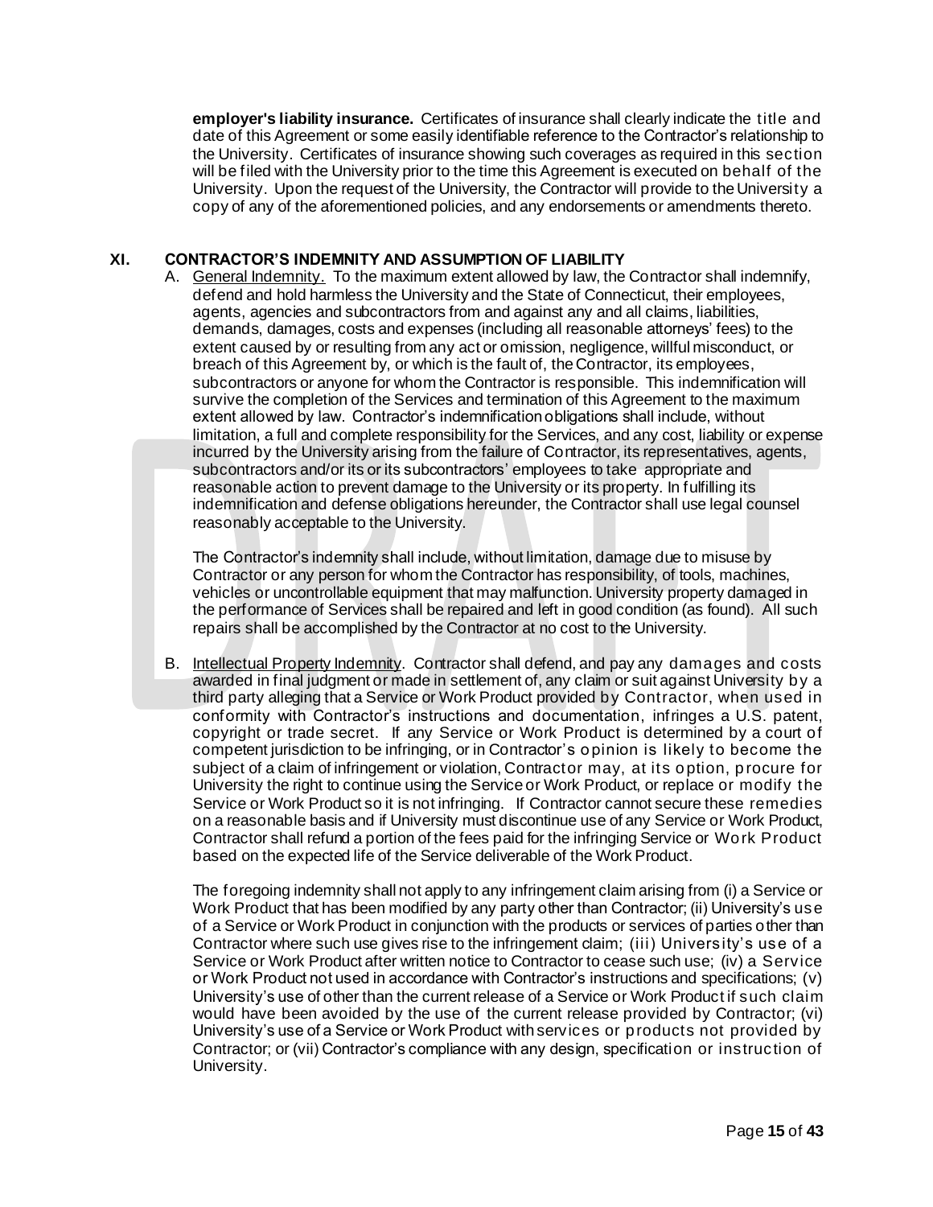**employer's liability insurance.** Certificates of insurance shall clearly indicate the title and date of this Agreement or some easily identifiable reference to the Contractor's relationship to the University. Certificates of insurance showing such coverages as required in this section will be filed with the University prior to the time this Agreement is executed on behalf of the University. Upon the request of the University, the Contractor will provide to the University a copy of any of the aforementioned policies, and any endorsements or amendments thereto.

## XI. CONTRACTOR'S INDEMNITY AND ASSUMPTION OF LIABILITY

A. General Indemnity. To the maximum extent allowed by law, the Contractor shall indemnify, defend and hold harmless the University and the State of Connecticut, their employees, agents, agencies and subcontractors from and against any and all claims, liabilities, demands, damages, costs and expenses (including all reasonable attorneys' fees) to the extent caused by or resulting from any act or omission, negligence, willful misconduct, or breach of this Agreement by, or which is the fault of, the Contractor, its employees, subcontractors or anyone for whom the Contractor is responsible. This indemnification will survive the completion of the Services and termination of this Agreement to the maximum extent allowed by law. Contractor's indemnification obligations shall include, without limitation, a full and complete responsibility for the Services, and any cost, liability or expense incurred by the University arising from the failure of Contractor, its representatives, agents, subcontractors and/or its or its subcontractors' employees to take appropriate and reasonable action to prevent damage to the University or its property. In fulfilling its indemnification and defense obligations hereunder, the Contractor shall use legal counsel reasonably acceptable to the University.

The Contractor's indemnity shall include, without limitation, damage due to misuse by Contractor or any person for whom the Contractor has responsibility, of tools, machines, vehicles or uncontrollable equipment that may malfunction. University property damaged in the performance of Services shall be repaired and left in good condition (as found). All such repairs shall be accomplished by the Contractor at no cost to the University.

B. Intellectual Property Indemnity. Contractor shall defend, and pay any damages and costs awarded in final judgment or made in settlement of, any claim or suit against University by a third party alleging that a Service or Work Product provided by Contractor, when used in conformity with Contractor's instructions and documentation, infringes a U.S. patent, copyright or trade secret. If any Service or Work Product is determined by a court of competent jurisdiction to be infringing, or in Contractor's opinion is likely to become the subject of a claim of infringement or violation, Contractor may, at its option, procure for University the right to continue using the Service or Work Product, or replace or modify the Service or Work Product so it is not infringing. If Contractor cannot secure these remedies on a reasonable basis and if University must discontinue use of any Service or Work Product, Contractor shall refund a portion of the fees paid for the infringing Service or Work Product based on the expected life of the Service deliverable of the Work Product.

The foregoing indemnity shall not apply to any infringement claim arising from (i) a Service or Work Product that has been modified by any party other than Contractor; (ii) University's use of a Service or Work Product in conjunction with the products or services of parties other than Contractor where such use gives rise to the infringement claim; (iii) University's use of a Service or Work Product after written notice to Contractor to cease such use; (iv) a Service or Work Product not used in accordance with Contractor's instructions and specifications; (v) University's use of other than the current release of a Service or Work Product if such claim would have been avoided by the use of the current release provided by Contractor; (vi) University's use of a Service or Work Product with services or products not provided by Contractor; or (vii) Contractor's compliance with any design, specification or instruction of University.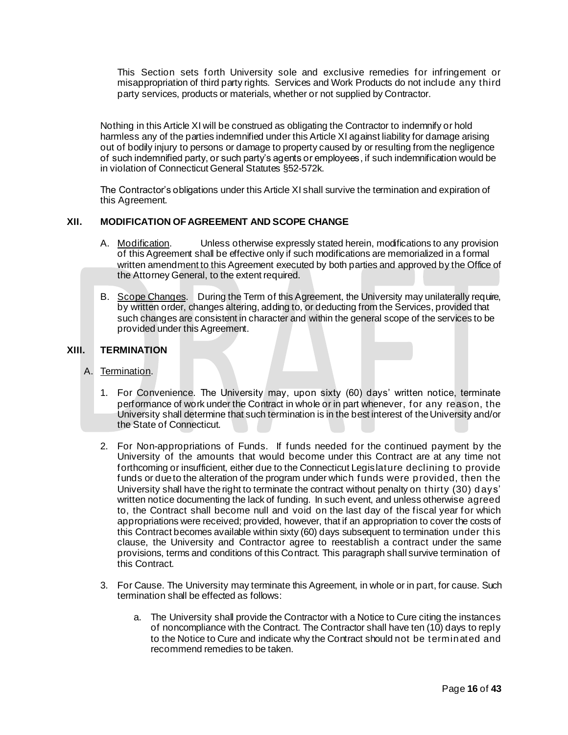This Section sets forth University sole and exclusive remedies for infringement or misappropriation of third party rights. Services and Work Products do not include any third party services, products or materials, whether or not supplied by Contractor.

Nothing in this Article XI will be construed as obligating the Contractor to indemnify or hold harmless any of the parties indemnified under this Article XI against liability for damage arising out of bodily injury to persons or damage to property caused by or resulting from the negligence of such indemnified party, or such party's agents or employees, if such indemnification would be in violation of Connecticut General Statutes §52-572k.

The Contractor's obligations under this Article XI shall survive the termination and expiration of this Agreement.

## XII. MODIFICATION OF AGREEMENT AND SCOPE CHANGE

A. Modification. Unless otherwise expressly stated herein, modifications to any provision of this Agreement shall be effective only if such modifications are memorialized in a formal written amendment to this Agreement executed by both parties and approved by the Office of the Attorney General, to the extent required.

B. Scope Changes. During the Term of this Agreement, the University may unilaterally require, by written order, changes altering, adding to, or deducting from the Services, provided that such changes are consistent in character and within the general scope of the services to be provided under this Agreement.

## XIII. TERMINATION

A. Termination.

1. For Convenience. The University may, upon sixty (60) days' written notice, terminate performance of work under the Contract in whole or in part whenever, for any reason, the University shall determine that such termination is in the best interest of the University and/or the State of Connecticut.

2. For Non-appropriations of Funds. If funds needed for the continued payment by the University of the amounts that would become under this Contract are at any time not forthcoming or insufficient, either due to the Connecticut Legislature declining to provide funds or due to the alteration of the program under which funds were provided, then the University shall have the right to terminate the contract without penalty on thirty (30) days' written notice documenting the lack of funding. In such event, and unless otherwise agreed to, the Contract shall become null and void on the last day of the fiscal year for which appropriations were received; provided, however, that if an appropriation to cover the costs of this Contract becomes available within sixty (60) days subsequent to termination under this clause, the University and Contractor agree to reestablish a contract under the same provisions, terms and conditions of this Contract. This paragraph shall survive termination of this Contract.

3. For Cause. The University may terminate this Agreement, in whole or in part, for cause. Such termination shall be effected as follows:

   a. The University shall provide the Contractor with a Notice to Cure citing the instances of noncompliance with the Contract. The Contractor shall have ten (10) days to reply to the Notice to Cure and indicate why the Contract should not be terminated and recommend remedies to be taken.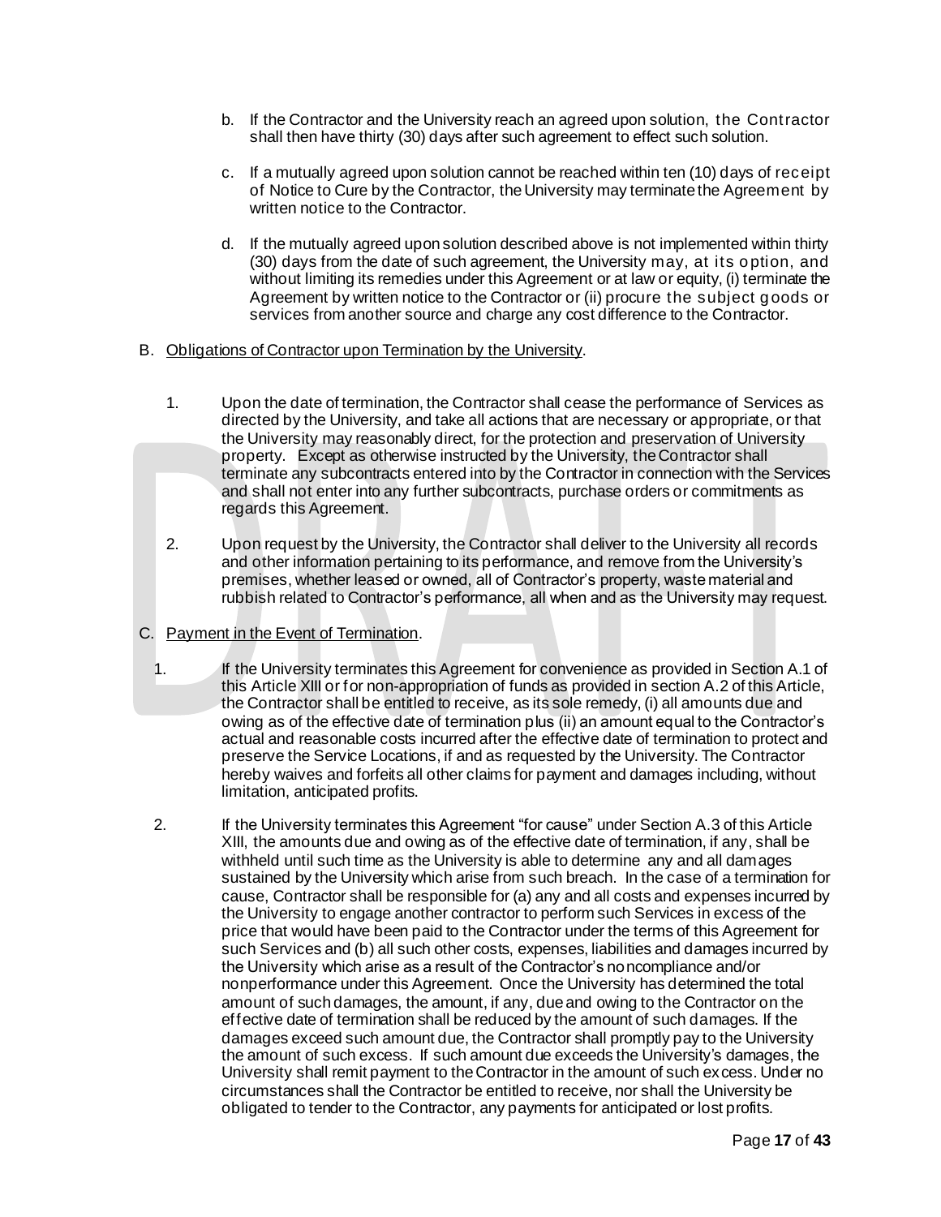b. If the Contractor and the University reach an agreed upon solution, the Contractor shall then have thirty (30) days after such agreement to effect such solution.

c. If a mutually agreed upon solution cannot be reached within ten (10) days of receipt of Notice to Cure by the Contractor, the University may terminate the Agreement by written notice to the Contractor.

d. If the mutually agreed upon solution described above is not implemented within thirty (30) days from the date of such agreement, the University may, at its option, and without limiting its remedies under this Agreement or at law or equity, (i) terminate the Agreement by written notice to the Contractor or (ii) procure the subject goods or services from another source and charge any cost difference to the Contractor.

B. Obligations of Contractor upon Termination by the University.

1. Upon the date of termination, the Contractor shall cease the performance of Services as directed by the University, and take all actions that are necessary or appropriate, or that the University may reasonably direct, for the protection and preservation of University property. Except as otherwise instructed by the University, the Contractor shall terminate any subcontracts entered into by the Contractor in connection with the Services and shall not enter into any further subcontracts, purchase orders or commitments as regards this Agreement.

2. Upon request by the University, the Contractor shall deliver to the University all records and other information pertaining to its performance, and remove from the University's premises, whether leased or owned, all of Contractor's property, waste material and rubbish related to Contractor's performance, all when and as the University may request.

C. Payment in the Event of Termination.

1. If the University terminates this Agreement for convenience as provided in Section A.1 of this Article XIII or for non-appropriation of funds as provided in section A.2 of this Article, the Contractor shall be entitled to receive, as its sole remedy, (i) all amounts due and owing as of the effective date of termination plus (ii) an amount equal to the Contractor's actual and reasonable costs incurred after the effective date of termination to protect and preserve the Service Locations, if and as requested by the University. The Contractor hereby waives and forfeits all other claims for payment and damages including, without limitation, anticipated profits.

2. If the University terminates this Agreement "for cause" under Section A.3 of this Article XIII, the amounts due and owing as of the effective date of termination, if any, shall be withheld until such time as the University is able to determine any and all damages sustained by the University which arise from such breach. In the case of a termination for cause, Contractor shall be responsible for (a) any and all costs and expenses incurred by the University to engage another contractor to perform such Services in excess of the price that would have been paid to the Contractor under the terms of this Agreement for such Services and (b) all such other costs, expenses, liabilities and damages incurred by the University which arise as a result of the Contractor's noncompliance and/or nonperformance under this Agreement. Once the University has determined the total amount of such damages, the amount, if any, due and owing to the Contractor on the effective date of termination shall be reduced by the amount of such damages. If the damages exceed such amount due, the Contractor shall promptly pay to the University the amount of such excess. If such amount due exceeds the University's damages, the University shall remit payment to the Contractor in the amount of such excess. Under no circumstances shall the Contractor be entitled to receive, nor shall the University be obligated to tender to the Contractor, any payments for anticipated or lost profits.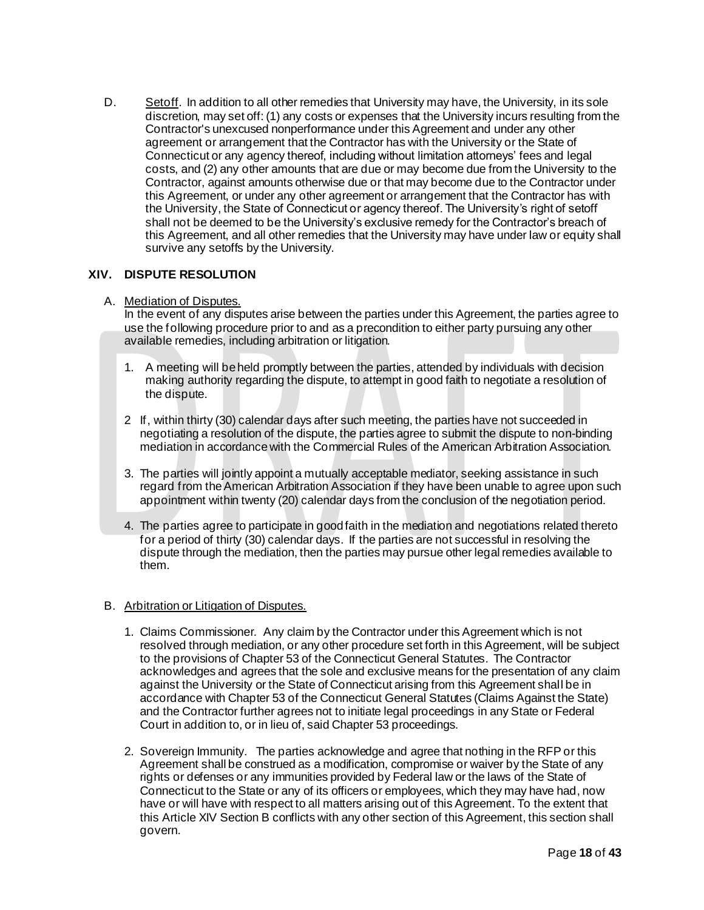D. Setoff. In addition to all other remedies that University may have, the University, in its sole discretion, may set off: (1) any costs or expenses that the University incurs resulting from the Contractor's unexcused nonperformance under this Agreement and under any other agreement or arrangement that the Contractor has with the University or the State of Connecticut or any agency thereof, including without limitation attorneys' fees and legal costs, and (2) any other amounts that are due or may become due from the University to the Contractor, against amounts otherwise due or that may become due to the Contractor under this Agreement, or under any other agreement or arrangement that the Contractor has with the University, the State of Connecticut or agency thereof. The University's right of setoff shall not be deemed to be the University's exclusive remedy for the Contractor's breach of this Agreement, and all other remedies that the University may have under law or equity shall survive any setoffs by the University.

## XIV. DISPUTE RESOLUTION

A. Mediation of Disputes.

In the event of any disputes arise between the parties under this Agreement, the parties agree to use the following procedure prior to and as a precondition to either party pursuing any other available remedies, including arbitration or litigation.

1. A meeting will be held promptly between the parties, attended by individuals with decision making authority regarding the dispute, to attempt in good faith to negotiate a resolution of the dispute.

2 If, within thirty (30) calendar days after such meeting, the parties have not succeeded in negotiating a resolution of the dispute, the parties agree to submit the dispute to non-binding mediation in accordance with the Commercial Rules of the American Arbitration Association.

3. The parties will jointly appoint a mutually acceptable mediator, seeking assistance in such regard from the American Arbitration Association if they have been unable to agree upon such appointment within twenty (20) calendar days from the conclusion of the negotiation period.

4. The parties agree to participate in good faith in the mediation and negotiations related thereto for a period of thirty (30) calendar days. If the parties are not successful in resolving the dispute through the mediation, then the parties may pursue other legal remedies available to them.

B. Arbitration or Litigation of Disputes.

1. Claims Commissioner. Any claim by the Contractor under this Agreement which is not resolved through mediation, or any other procedure set forth in this Agreement, will be subject to the provisions of Chapter 53 of the Connecticut General Statutes. The Contractor acknowledges and agrees that the sole and exclusive means for the presentation of any claim against the University or the State of Connecticut arising from this Agreement shall be in accordance with Chapter 53 of the Connecticut General Statutes (Claims Against the State) and the Contractor further agrees not to initiate legal proceedings in any State or Federal Court in addition to, or in lieu of, said Chapter 53 proceedings.

2. Sovereign Immunity. The parties acknowledge and agree that nothing in the RFP or this Agreement shall be construed as a modification, compromise or waiver by the State of any rights or defenses or any immunities provided by Federal law or the laws of the State of Connecticut to the State or any of its officers or employees, which they may have had, now have or will have with respect to all matters arising out of this Agreement. To the extent that this Article XIV Section B conflicts with any other section of this Agreement, this section shall govern.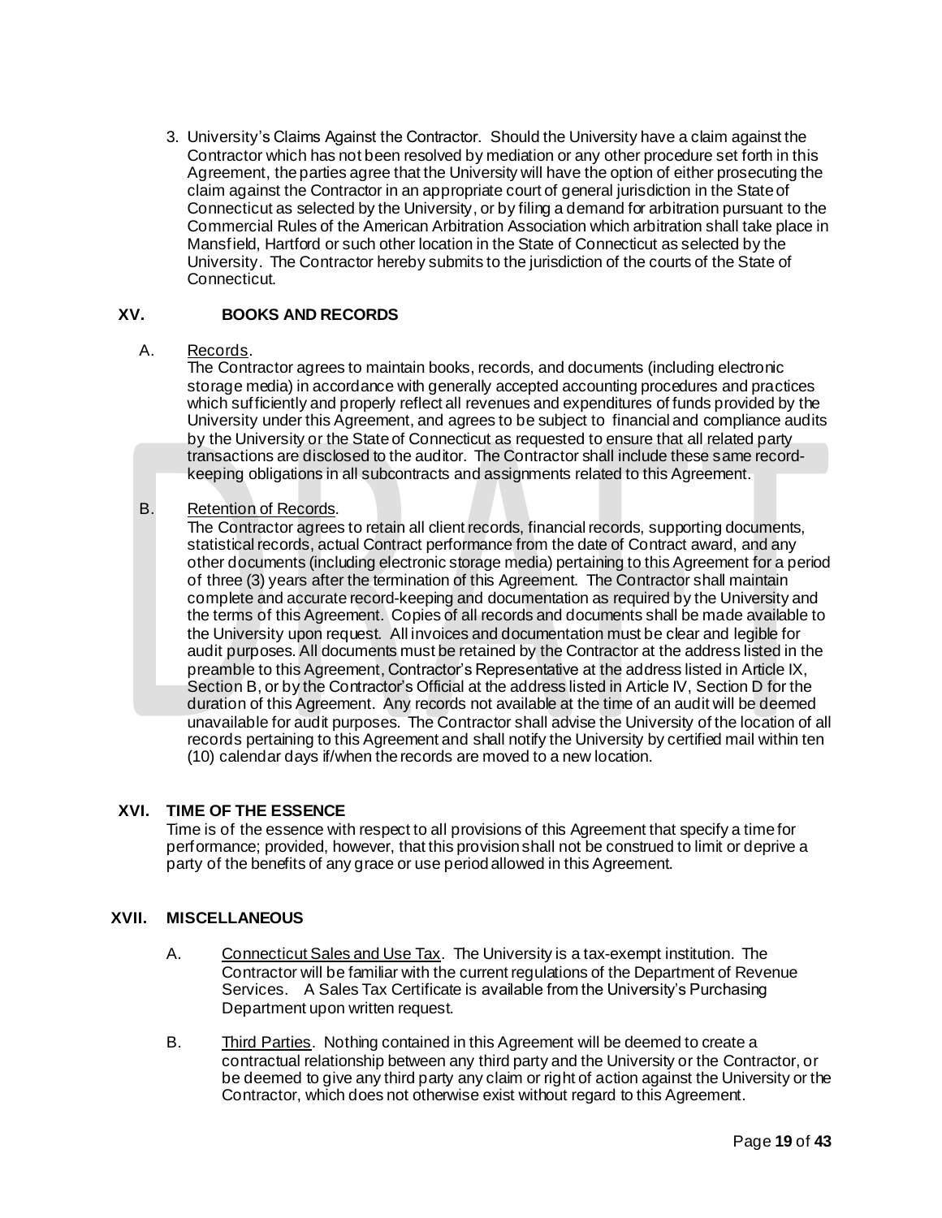3. University's Claims Against the Contractor. Should the University have a claim against the Contractor which has not been resolved by mediation or any other procedure set forth in this Agreement, the parties agree that the University will have the option of either prosecuting the claim against the Contractor in an appropriate court of general jurisdiction in the State of Connecticut as selected by the University, or by filing a demand for arbitration pursuant to the Commercial Rules of the American Arbitration Association which arbitration shall take place in Mansfield, Hartford or such other location in the State of Connecticut as selected by the University. The Contractor hereby submits to the jurisdiction of the courts of the State of Connecticut.

## XV. BOOKS AND RECORDS

A. Records.

The Contractor agrees to maintain books, records, and documents (including electronic storage media) in accordance with generally accepted accounting procedures and practices which sufficiently and properly reflect all revenues and expenditures of funds provided by the University under this Agreement, and agrees to be subject to financial and compliance audits by the University or the State of Connecticut as requested to ensure that all related party transactions are disclosed to the auditor. The Contractor shall include these same record-keeping obligations in all subcontracts and assignments related to this Agreement.

B. Retention of Records.

The Contractor agrees to retain all client records, financial records, supporting documents, statistical records, actual Contract performance from the date of Contract award, and any other documents (including electronic storage media) pertaining to this Agreement for a period of three (3) years after the termination of this Agreement. The Contractor shall maintain complete and accurate record-keeping and documentation as required by the University and the terms of this Agreement. Copies of all records and documents shall be made available to the University upon request. All invoices and documentation must be clear and legible for audit purposes. All documents must be retained by the Contractor at the address listed in the preamble to this Agreement, Contractor's Representative at the address listed in Article IX, Section B, or by the Contractor's Official at the address listed in Article IV, Section D for the duration of this Agreement. Any records not available at the time of an audit will be deemed unavailable for audit purposes. The Contractor shall advise the University of the location of all records pertaining to this Agreement and shall notify the University by certified mail within ten (10) calendar days if/when the records are moved to a new location.

## XVI. TIME OF THE ESSENCE

Time is of the essence with respect to all provisions of this Agreement that specify a time for performance; provided, however, that this provision shall not be construed to limit or deprive a party of the benefits of any grace or use period allowed in this Agreement.

## XVII. MISCELLANEOUS

A. Connecticut Sales and Use Tax. The University is a tax-exempt institution. The Contractor will be familiar with the current regulations of the Department of Revenue Services. A Sales Tax Certificate is available from the University's Purchasing Department upon written request.

B. Third Parties. Nothing contained in this Agreement will be deemed to create a contractual relationship between any third party and the University or the Contractor, or be deemed to give any third party any claim or right of action against the University or the Contractor, which does not otherwise exist without regard to this Agreement.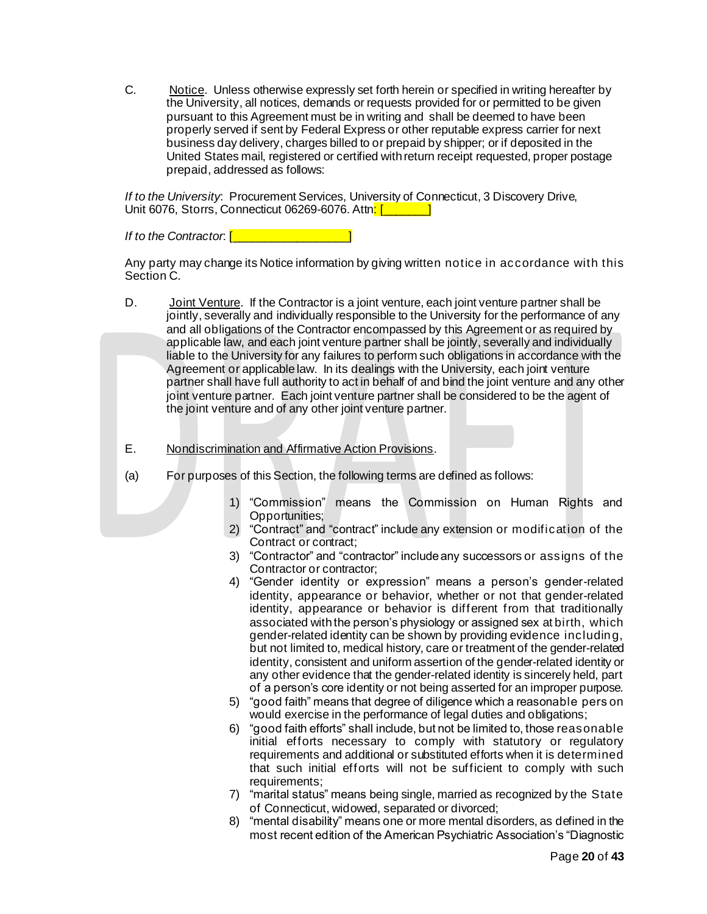C. Notice. Unless otherwise expressly set forth herein or specified in writing hereafter by the University, all notices, demands or requests provided for or permitted to be given pursuant to this Agreement must be in writing and shall be deemed to have been properly served if sent by Federal Express or other reputable express carrier for next business day delivery, charges billed to or prepaid by shipper; or if deposited in the United States mail, registered or certified with return receipt requested, proper postage prepaid, addressed as follows:

*If to the University*: Procurement Services, University of Connecticut, 3 Discovery Drive, Unit 6076, Storrs, Connecticut 06269-6076. Attn: [_______]

*If to the Contractor*: [__________________]

Any party may change its Notice information by giving written notice in accordance with this Section C.

D. Joint Venture. If the Contractor is a joint venture, each joint venture partner shall be jointly, severally and individually responsible to the University for the performance of any and all obligations of the Contractor encompassed by this Agreement or as required by applicable law, and each joint venture partner shall be jointly, severally and individually liable to the University for any failures to perform such obligations in accordance with the Agreement or applicable law. In its dealings with the University, each joint venture partner shall have full authority to act in behalf of and bind the joint venture and any other joint venture partner. Each joint venture partner shall be considered to be the agent of the joint venture and of any other joint venture partner.

E. Nondiscrimination and Affirmative Action Provisions.

(a) For purposes of this Section, the following terms are defined as follows:

1) "Commission" means the Commission on Human Rights and Opportunities;
2) "Contract" and "contract" include any extension or modification of the Contract or contract;
3) "Contractor" and "contractor" include any successors or assigns of the Contractor or contractor;
4) "Gender identity or expression" means a person's gender-related identity, appearance or behavior, whether or not that gender-related identity, appearance or behavior is different from that traditionally associated with the person's physiology or assigned sex at birth, which gender-related identity can be shown by providing evidence including, but not limited to, medical history, care or treatment of the gender-related identity, consistent and uniform assertion of the gender-related identity or any other evidence that the gender-related identity is sincerely held, part of a person's core identity or not being asserted for an improper purpose.
5) "good faith" means that degree of diligence which a reasonable person would exercise in the performance of legal duties and obligations;
6) "good faith efforts" shall include, but not be limited to, those reasonable initial efforts necessary to comply with statutory or regulatory requirements and additional or substituted efforts when it is determined that such initial efforts will not be sufficient to comply with such requirements;
7) "marital status" means being single, married as recognized by the State of Connecticut, widowed, separated or divorced;
8) "mental disability" means one or more mental disorders, as defined in the most recent edition of the American Psychiatric Association's "Diagnostic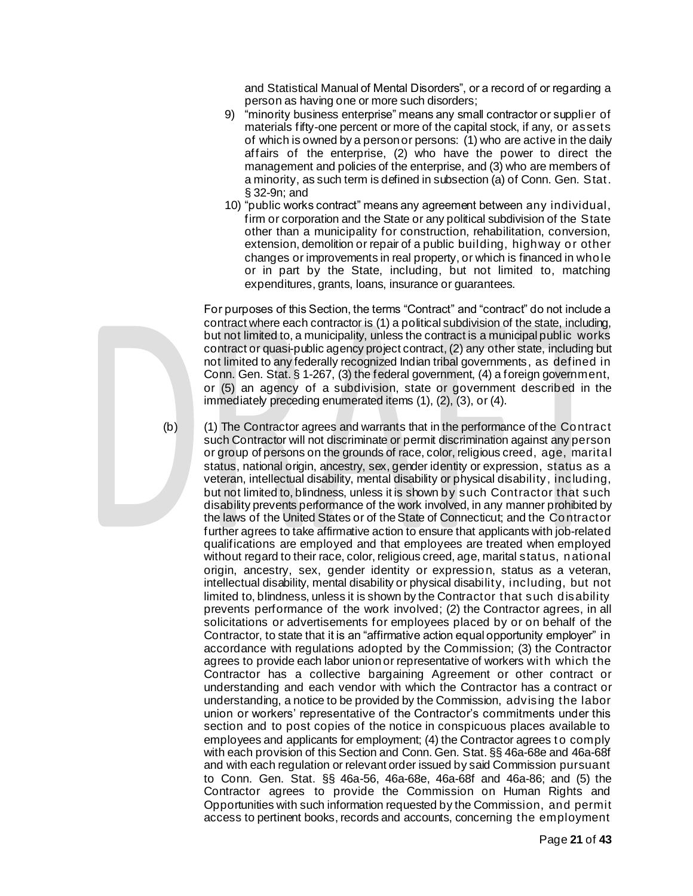and Statistical Manual of Mental Disorders", or a record of or regarding a person as having one or more such disorders;

9) "minority business enterprise" means any small contractor or supplier of materials fifty-one percent or more of the capital stock, if any, or assets of which is owned by a person or persons: (1) who are active in the daily affairs of the enterprise, (2) who have the power to direct the management and policies of the enterprise, and (3) who are members of a minority, as such term is defined in subsection (a) of Conn. Gen. Stat. § 32-9n; and
10) "public works contract" means any agreement between any individual, firm or corporation and the State or any political subdivision of the State other than a municipality for construction, rehabilitation, conversion, extension, demolition or repair of a public building, highway or other changes or improvements in real property, or which is financed in whole or in part by the State, including, but not limited to, matching expenditures, grants, loans, insurance or guarantees.

For purposes of this Section, the terms "Contract" and "contract" do not include a contract where each contractor is (1) a political subdivision of the state, including, but not limited to, a municipality, unless the contract is a municipal public works contract or quasi-public agency project contract, (2) any other state, including but not limited to any federally recognized Indian tribal governments, as defined in Conn. Gen. Stat. § 1-267, (3) the federal government, (4) a foreign government, or (5) an agency of a subdivision, state or government described in the immediately preceding enumerated items (1), (2), (3), or (4).

(b) (1) The Contractor agrees and warrants that in the performance of the Contract such Contractor will not discriminate or permit discrimination against any person or group of persons on the grounds of race, color, religious creed, age, marital status, national origin, ancestry, sex, gender identity or expression, status as a veteran, intellectual disability, mental disability or physical disability, including, but not limited to, blindness, unless it is shown by such Contractor that such disability prevents performance of the work involved, in any manner prohibited by the laws of the United States or of the State of Connecticut; and the Contractor further agrees to take affirmative action to ensure that applicants with job-related qualifications are employed and that employees are treated when employed without regard to their race, color, religious creed, age, marital status, national origin, ancestry, sex, gender identity or expression, status as a veteran, intellectual disability, mental disability or physical disability, including, but not limited to, blindness, unless it is shown by the Contractor that such disability prevents performance of the work involved; (2) the Contractor agrees, in all solicitations or advertisements for employees placed by or on behalf of the Contractor, to state that it is an "affirmative action equal opportunity employer" in accordance with regulations adopted by the Commission; (3) the Contractor agrees to provide each labor union or representative of workers with which the Contractor has a collective bargaining Agreement or other contract or understanding and each vendor with which the Contractor has a contract or understanding, a notice to be provided by the Commission, advising the labor union or workers' representative of the Contractor's commitments under this section and to post copies of the notice in conspicuous places available to employees and applicants for employment; (4) the Contractor agrees to comply with each provision of this Section and Conn. Gen. Stat. §§ 46a-68e and 46a-68f and with each regulation or relevant order issued by said Commission pursuant to Conn. Gen. Stat. §§ 46a-56, 46a-68e, 46a-68f and 46a-86; and (5) the Contractor agrees to provide the Commission on Human Rights and Opportunities with such information requested by the Commission, and permit access to pertinent books, records and accounts, concerning the employment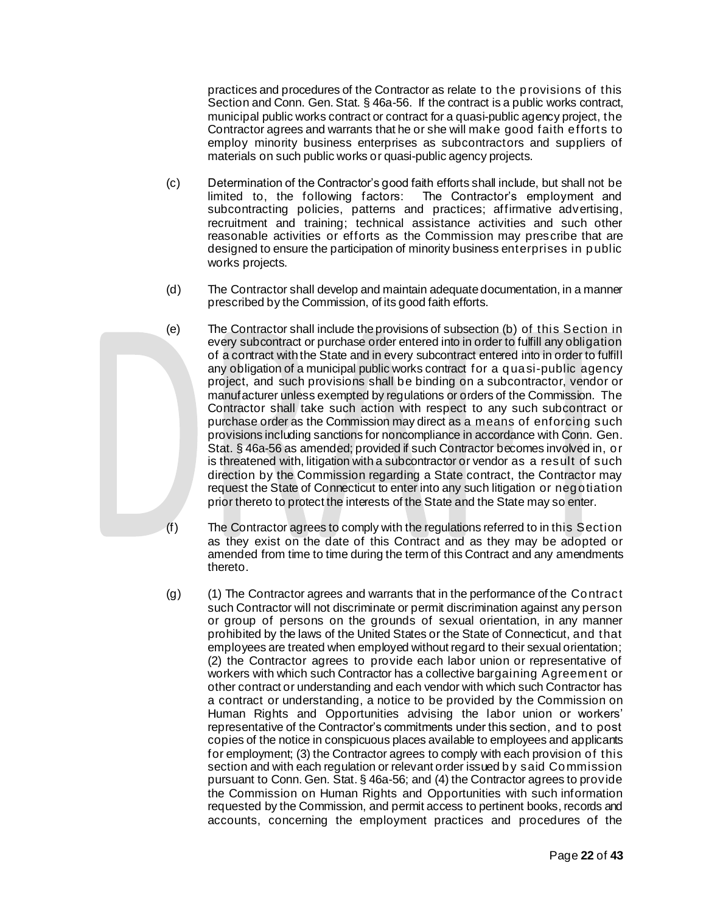practices and procedures of the Contractor as relate to the provisions of this Section and Conn. Gen. Stat. § 46a-56. If the contract is a public works contract, municipal public works contract or contract for a quasi-public agency project, the Contractor agrees and warrants that he or she will make good faith efforts to employ minority business enterprises as subcontractors and suppliers of materials on such public works or quasi-public agency projects.

(c) Determination of the Contractor's good faith efforts shall include, but shall not be limited to, the following factors: The Contractor's employment and subcontracting policies, patterns and practices; affirmative advertising, recruitment and training; technical assistance activities and such other reasonable activities or efforts as the Commission may prescribe that are designed to ensure the participation of minority business enterprises in public works projects.

(d) The Contractor shall develop and maintain adequate documentation, in a manner prescribed by the Commission, of its good faith efforts.

(e) The Contractor shall include the provisions of subsection (b) of this Section in every subcontract or purchase order entered into in order to fulfill any obligation of a contract with the State and in every subcontract entered into in order to fulfill any obligation of a municipal public works contract for a quasi-public agency project, and such provisions shall be binding on a subcontractor, vendor or manufacturer unless exempted by regulations or orders of the Commission. The Contractor shall take such action with respect to any such subcontract or purchase order as the Commission may direct as a means of enforcing such provisions including sanctions for noncompliance in accordance with Conn. Gen. Stat. § 46a-56 as amended; provided if such Contractor becomes involved in, or is threatened with, litigation with a subcontractor or vendor as a result of such direction by the Commission regarding a State contract, the Contractor may request the State of Connecticut to enter into any such litigation or negotiation prior thereto to protect the interests of the State and the State may so enter.

(f) The Contractor agrees to comply with the regulations referred to in this Section as they exist on the date of this Contract and as they may be adopted or amended from time to time during the term of this Contract and any amendments thereto.

(g) (1) The Contractor agrees and warrants that in the performance of the Contract such Contractor will not discriminate or permit discrimination against any person or group of persons on the grounds of sexual orientation, in any manner prohibited by the laws of the United States or the State of Connecticut, and that employees are treated when employed without regard to their sexual orientation; (2) the Contractor agrees to provide each labor union or representative of workers with which such Contractor has a collective bargaining Agreement or other contract or understanding and each vendor with which such Contractor has a contract or understanding, a notice to be provided by the Commission on Human Rights and Opportunities advising the labor union or workers' representative of the Contractor's commitments under this section, and to post copies of the notice in conspicuous places available to employees and applicants for employment; (3) the Contractor agrees to comply with each provision of this section and with each regulation or relevant order issued by said Commission pursuant to Conn. Gen. Stat. § 46a-56; and (4) the Contractor agrees to provide the Commission on Human Rights and Opportunities with such information requested by the Commission, and permit access to pertinent books, records and accounts, concerning the employment practices and procedures of the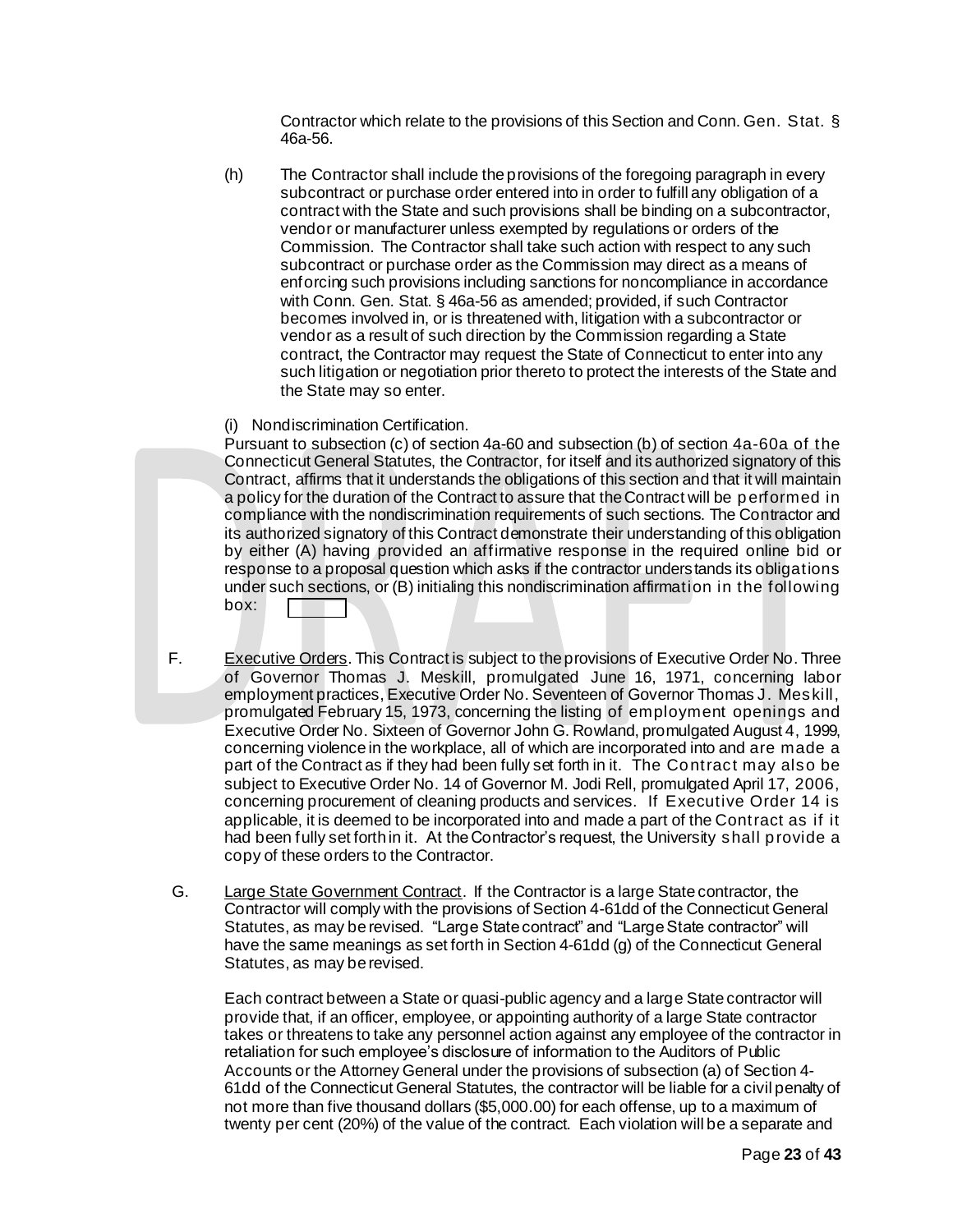Contractor which relate to the provisions of this Section and Conn. Gen. Stat. § 46a-56.

(h) The Contractor shall include the provisions of the foregoing paragraph in every subcontract or purchase order entered into in order to fulfill any obligation of a contract with the State and such provisions shall be binding on a subcontractor, vendor or manufacturer unless exempted by regulations or orders of the Commission. The Contractor shall take such action with respect to any such subcontract or purchase order as the Commission may direct as a means of enforcing such provisions including sanctions for noncompliance in accordance with Conn. Gen. Stat. § 46a-56 as amended; provided, if such Contractor becomes involved in, or is threatened with, litigation with a subcontractor or vendor as a result of such direction by the Commission regarding a State contract, the Contractor may request the State of Connecticut to enter into any such litigation or negotiation prior thereto to protect the interests of the State and the State may so enter.

(i) Nondiscrimination Certification.

Pursuant to subsection (c) of section 4a-60 and subsection (b) of section 4a-60a of the Connecticut General Statutes, the Contractor, for itself and its authorized signatory of this Contract, affirms that it understands the obligations of this section and that it will maintain a policy for the duration of the Contract to assure that the Contract will be performed in compliance with the nondiscrimination requirements of such sections. The Contractor and its authorized signatory of this Contract demonstrate their understanding of this obligation by either (A) having provided an affirmative response in the required online bid or response to a proposal question which asks if the contractor understands its obligations under such sections, or (B) initialing this nondiscrimination affirmation in the following box: [ ]

F. <u>Executive Orders</u>. This Contract is subject to the provisions of Executive Order No. Three of Governor Thomas J. Meskill, promulgated June 16, 1971, concerning labor employment practices, Executive Order No. Seventeen of Governor Thomas J. Meskill, promulgated February 15, 1973, concerning the listing of employment openings and Executive Order No. Sixteen of Governor John G. Rowland, promulgated August 4, 1999, concerning violence in the workplace, all of which are incorporated into and are made a part of the Contract as if they had been fully set forth in it. The Contract may also be subject to Executive Order No. 14 of Governor M. Jodi Rell, promulgated April 17, 2006, concerning procurement of cleaning products and services. If Executive Order 14 is applicable, it is deemed to be incorporated into and made a part of the Contract as if it had been fully set forth in it. At the Contractor's request, the University shall provide a copy of these orders to the Contractor.

G. <u>Large State Government Contract</u>. If the Contractor is a large State contractor, the Contractor will comply with the provisions of Section 4-61dd of the Connecticut General Statutes, as may be revised. "Large State contract" and "Large State contractor" will have the same meanings as set forth in Section 4-61dd (g) of the Connecticut General Statutes, as may be revised.

Each contract between a State or quasi-public agency and a large State contractor will provide that, if an officer, employee, or appointing authority of a large State contractor takes or threatens to take any personnel action against any employee of the contractor in retaliation for such employee's disclosure of information to the Auditors of Public Accounts or the Attorney General under the provisions of subsection (a) of Section 4-61dd of the Connecticut General Statutes, the contractor will be liable for a civil penalty of not more than five thousand dollars ($5,000.00) for each offense, up to a maximum of twenty per cent (20%) of the value of the contract. Each violation will be a separate and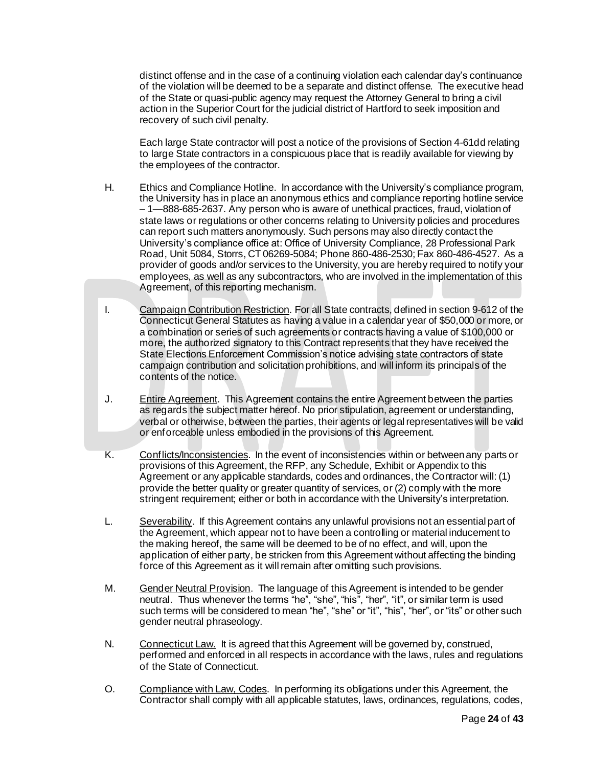distinct offense and in the case of a continuing violation each calendar day's continuance of the violation will be deemed to be a separate and distinct offense. The executive head of the State or quasi-public agency may request the Attorney General to bring a civil action in the Superior Court for the judicial district of Hartford to seek imposition and recovery of such civil penalty.

Each large State contractor will post a notice of the provisions of Section 4-61dd relating to large State contractors in a conspicuous place that is readily available for viewing by the employees of the contractor.

H. Ethics and Compliance Hotline. In accordance with the University's compliance program, the University has in place an anonymous ethics and compliance reporting hotline service – 1—888-685-2637. Any person who is aware of unethical practices, fraud, violation of state laws or regulations or other concerns relating to University policies and procedures can report such matters anonymously. Such persons may also directly contact the University's compliance office at: Office of University Compliance, 28 Professional Park Road, Unit 5084, Storrs, CT 06269-5084; Phone 860-486-2530; Fax 860-486-4527. As a provider of goods and/or services to the University, you are hereby required to notify your employees, as well as any subcontractors, who are involved in the implementation of this Agreement, of this reporting mechanism.

I. Campaign Contribution Restriction. For all State contracts, defined in section 9-612 of the Connecticut General Statutes as having a value in a calendar year of $50,000 or more, or a combination or series of such agreements or contracts having a value of $100,000 or more, the authorized signatory to this Contract represents that they have received the State Elections Enforcement Commission's notice advising state contractors of state campaign contribution and solicitation prohibitions, and will inform its principals of the contents of the notice.

J. Entire Agreement. This Agreement contains the entire Agreement between the parties as regards the subject matter hereof. No prior stipulation, agreement or understanding, verbal or otherwise, between the parties, their agents or legal representatives will be valid or enforceable unless embodied in the provisions of this Agreement.

K. Conflicts/Inconsistencies. In the event of inconsistencies within or between any parts or provisions of this Agreement, the RFP, any Schedule, Exhibit or Appendix to this Agreement or any applicable standards, codes and ordinances, the Contractor will: (1) provide the better quality or greater quantity of services, or (2) comply with the more stringent requirement; either or both in accordance with the University's interpretation.

L. Severability. If this Agreement contains any unlawful provisions not an essential part of the Agreement, which appear not to have been a controlling or material inducement to the making hereof, the same will be deemed to be of no effect, and will, upon the application of either party, be stricken from this Agreement without affecting the binding force of this Agreement as it will remain after omitting such provisions.

M. Gender Neutral Provision. The language of this Agreement is intended to be gender neutral. Thus whenever the terms "he", "she", "his", "her", "it", or similar term is used such terms will be considered to mean "he", "she" or "it", "his", "her", or "its" or other such gender neutral phraseology.

N. Connecticut Law. It is agreed that this Agreement will be governed by, construed, performed and enforced in all respects in accordance with the laws, rules and regulations of the State of Connecticut.

O. Compliance with Law, Codes. In performing its obligations under this Agreement, the Contractor shall comply with all applicable statutes, laws, ordinances, regulations, codes,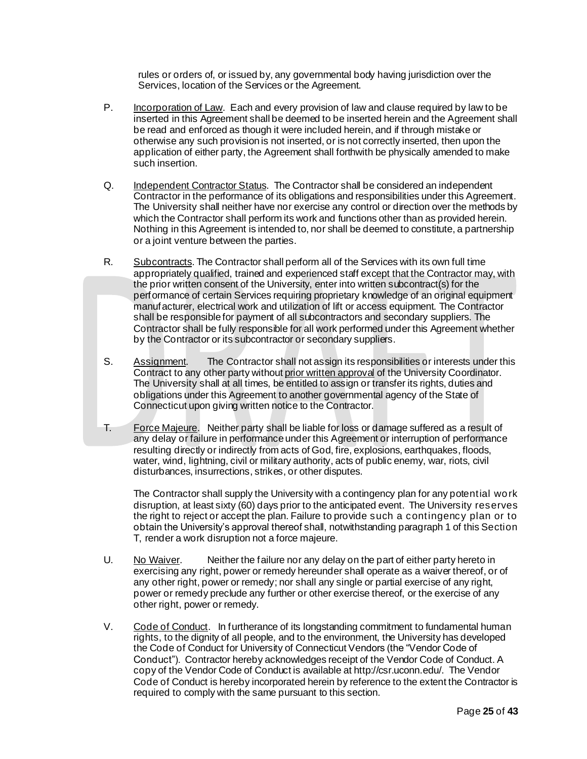rules or orders of, or issued by, any governmental body having jurisdiction over the Services, location of the Services or the Agreement.

P. Incorporation of Law. Each and every provision of law and clause required by law to be inserted in this Agreement shall be deemed to be inserted herein and the Agreement shall be read and enforced as though it were included herein, and if through mistake or otherwise any such provision is not inserted, or is not correctly inserted, then upon the application of either party, the Agreement shall forthwith be physically amended to make such insertion.

Q. Independent Contractor Status. The Contractor shall be considered an independent Contractor in the performance of its obligations and responsibilities under this Agreement. The University shall neither have nor exercise any control or direction over the methods by which the Contractor shall perform its work and functions other than as provided herein. Nothing in this Agreement is intended to, nor shall be deemed to constitute, a partnership or a joint venture between the parties.

R. Subcontracts. The Contractor shall perform all of the Services with its own full time appropriately qualified, trained and experienced staff except that the Contractor may, with the prior written consent of the University, enter into written subcontract(s) for the performance of certain Services requiring proprietary knowledge of an original equipment manufacturer, electrical work and utilization of lift or access equipment. The Contractor shall be responsible for payment of all subcontractors and secondary suppliers. The Contractor shall be fully responsible for all work performed under this Agreement whether by the Contractor or its subcontractor or secondary suppliers.

S. Assignment. The Contractor shall not assign its responsibilities or interests under this Contract to any other party without prior written approval of the University Coordinator. The University shall at all times, be entitled to assign or transfer its rights, duties and obligations under this Agreement to another governmental agency of the State of Connecticut upon giving written notice to the Contractor.

T. Force Majeure. Neither party shall be liable for loss or damage suffered as a result of any delay or failure in performance under this Agreement or interruption of performance resulting directly or indirectly from acts of God, fire, explosions, earthquakes, floods, water, wind, lightning, civil or military authority, acts of public enemy, war, riots, civil disturbances, insurrections, strikes, or other disputes.

The Contractor shall supply the University with a contingency plan for any potential work disruption, at least sixty (60) days prior to the anticipated event. The University reserves the right to reject or accept the plan. Failure to provide such a contingency plan or to obtain the University's approval thereof shall, notwithstanding paragraph 1 of this Section T, render a work disruption not a force majeure.

U. No Waiver. Neither the failure nor any delay on the part of either party hereto in exercising any right, power or remedy hereunder shall operate as a waiver thereof, or of any other right, power or remedy; nor shall any single or partial exercise of any right, power or remedy preclude any further or other exercise thereof, or the exercise of any other right, power or remedy.

V. Code of Conduct. In furtherance of its longstanding commitment to fundamental human rights, to the dignity of all people, and to the environment, the University has developed the Code of Conduct for University of Connecticut Vendors (the "Vendor Code of Conduct"). Contractor hereby acknowledges receipt of the Vendor Code of Conduct. A copy of the Vendor Code of Conduct is available at http://csr.uconn.edu/. The Vendor Code of Conduct is hereby incorporated herein by reference to the extent the Contractor is required to comply with the same pursuant to this section.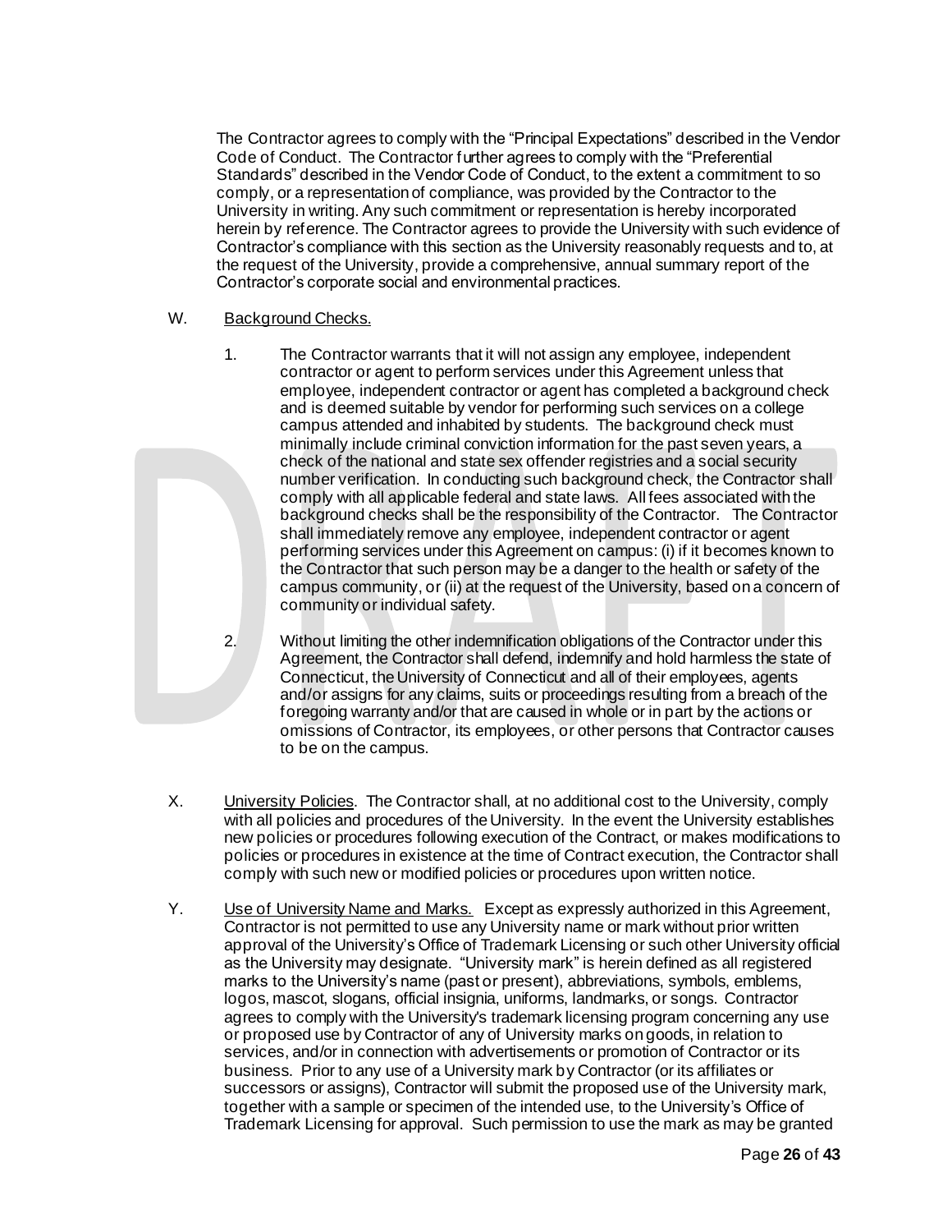The Contractor agrees to comply with the "Principal Expectations" described in the Vendor Code of Conduct. The Contractor further agrees to comply with the "Preferential Standards" described in the Vendor Code of Conduct, to the extent a commitment to so comply, or a representation of compliance, was provided by the Contractor to the University in writing. Any such commitment or representation is hereby incorporated herein by reference. The Contractor agrees to provide the University with such evidence of Contractor's compliance with this section as the University reasonably requests and to, at the request of the University, provide a comprehensive, annual summary report of the Contractor's corporate social and environmental practices.

W. Background Checks.

1. The Contractor warrants that it will not assign any employee, independent contractor or agent to perform services under this Agreement unless that employee, independent contractor or agent has completed a background check and is deemed suitable by vendor for performing such services on a college campus attended and inhabited by students. The background check must minimally include criminal conviction information for the past seven years, a check of the national and state sex offender registries and a social security number verification. In conducting such background check, the Contractor shall comply with all applicable federal and state laws. All fees associated with the background checks shall be the responsibility of the Contractor. The Contractor shall immediately remove any employee, independent contractor or agent performing services under this Agreement on campus: (i) if it becomes known to the Contractor that such person may be a danger to the health or safety of the campus community, or (ii) at the request of the University, based on a concern of community or individual safety.

2. Without limiting the other indemnification obligations of the Contractor under this Agreement, the Contractor shall defend, indemnify and hold harmless the state of Connecticut, the University of Connecticut and all of their employees, agents and/or assigns for any claims, suits or proceedings resulting from a breach of the foregoing warranty and/or that are caused in whole or in part by the actions or omissions of Contractor, its employees, or other persons that Contractor causes to be on the campus.

X. University Policies. The Contractor shall, at no additional cost to the University, comply with all policies and procedures of the University. In the event the University establishes new policies or procedures following execution of the Contract, or makes modifications to policies or procedures in existence at the time of Contract execution, the Contractor shall comply with such new or modified policies or procedures upon written notice.

Y. Use of University Name and Marks. Except as expressly authorized in this Agreement, Contractor is not permitted to use any University name or mark without prior written approval of the University's Office of Trademark Licensing or such other University official as the University may designate. "University mark" is herein defined as all registered marks to the University's name (past or present), abbreviations, symbols, emblems, logos, mascot, slogans, official insignia, uniforms, landmarks, or songs. Contractor agrees to comply with the University's trademark licensing program concerning any use or proposed use by Contractor of any of University marks on goods, in relation to services, and/or in connection with advertisements or promotion of Contractor or its business. Prior to any use of a University mark by Contractor (or its affiliates or successors or assigns), Contractor will submit the proposed use of the University mark, together with a sample or specimen of the intended use, to the University's Office of Trademark Licensing for approval. Such permission to use the mark as may be granted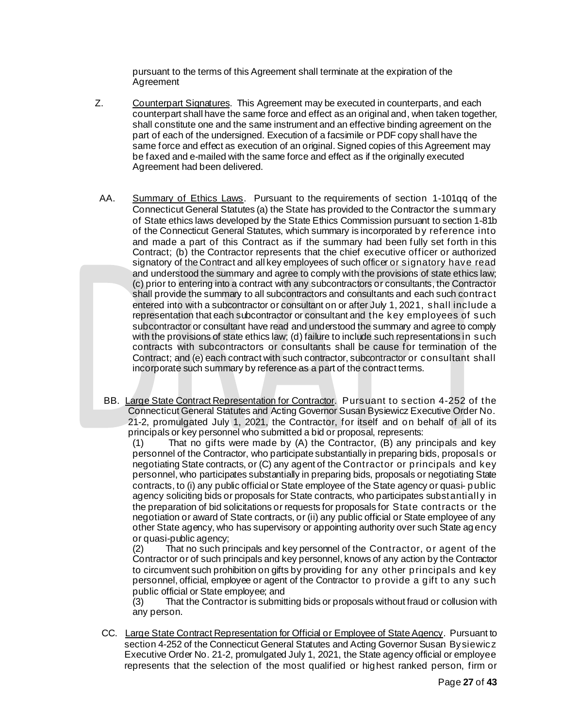pursuant to the terms of this Agreement shall terminate at the expiration of the Agreement

Z. <u>Counterpart Signatures</u>. This Agreement may be executed in counterparts, and each counterpart shall have the same force and effect as an original and, when taken together, shall constitute one and the same instrument and an effective binding agreement on the part of each of the undersigned. Execution of a facsimile or PDF copy shall have the same force and effect as execution of an original. Signed copies of this Agreement may be faxed and e-mailed with the same force and effect as if the originally executed Agreement had been delivered.

AA. <u>Summary of Ethics Laws</u>. Pursuant to the requirements of section 1-101qq of the Connecticut General Statutes (a) the State has provided to the Contractor the summary of State ethics laws developed by the State Ethics Commission pursuant to section 1-81b of the Connecticut General Statutes, which summary is incorporated by reference into and made a part of this Contract as if the summary had been fully set forth in this Contract; (b) the Contractor represents that the chief executive officer or authorized signatory of the Contract and all key employees of such officer or signatory have read and understood the summary and agree to comply with the provisions of state ethics law; (c) prior to entering into a contract with any subcontractors or consultants, the Contractor shall provide the summary to all subcontractors and consultants and each such contract entered into with a subcontractor or consultant on or after July 1, 2021, shall include a representation that each subcontractor or consultant and the key employees of such subcontractor or consultant have read and understood the summary and agree to comply with the provisions of state ethics law; (d) failure to include such representations in such contracts with subcontractors or consultants shall be cause for termination of the Contract; and (e) each contract with such contractor, subcontractor or consultant shall incorporate such summary by reference as a part of the contract terms.

BB. <u>Large State Contract Representation for Contractor</u>. Pursuant to section 4-252 of the Connecticut General Statutes and Acting Governor Susan Bysiewicz Executive Order No. 21-2, promulgated July 1, 2021, the Contractor, for itself and on behalf of all of its principals or key personnel who submitted a bid or proposal, represents:

(1) That no gifts were made by (A) the Contractor, (B) any principals and key personnel of the Contractor, who participate substantially in preparing bids, proposals or negotiating State contracts, or (C) any agent of the Contractor or principals and key personnel, who participates substantially in preparing bids, proposals or negotiating State contracts, to (i) any public official or State employee of the State agency or quasi- public agency soliciting bids or proposals for State contracts, who participates substantially in the preparation of bid solicitations or requests for proposals for State contracts or the negotiation or award of State contracts, or (ii) any public official or State employee of any other State agency, who has supervisory or appointing authority over such State agency or quasi-public agency;

(2) That no such principals and key personnel of the Contractor, or agent of the Contractor or of such principals and key personnel, knows of any action by the Contractor to circumvent such prohibition on gifts by providing for any other principals and key personnel, official, employee or agent of the Contractor to provide a gift to any such public official or State employee; and

(3) That the Contractor is submitting bids or proposals without fraud or collusion with any person.

CC. <u>Large State Contract Representation for Official or Employee of State Agency</u>. Pursuant to section 4-252 of the Connecticut General Statutes and Acting Governor Susan Bysiewicz Executive Order No. 21-2, promulgated July 1, 2021, the State agency official or employee represents that the selection of the most qualified or highest ranked person, firm or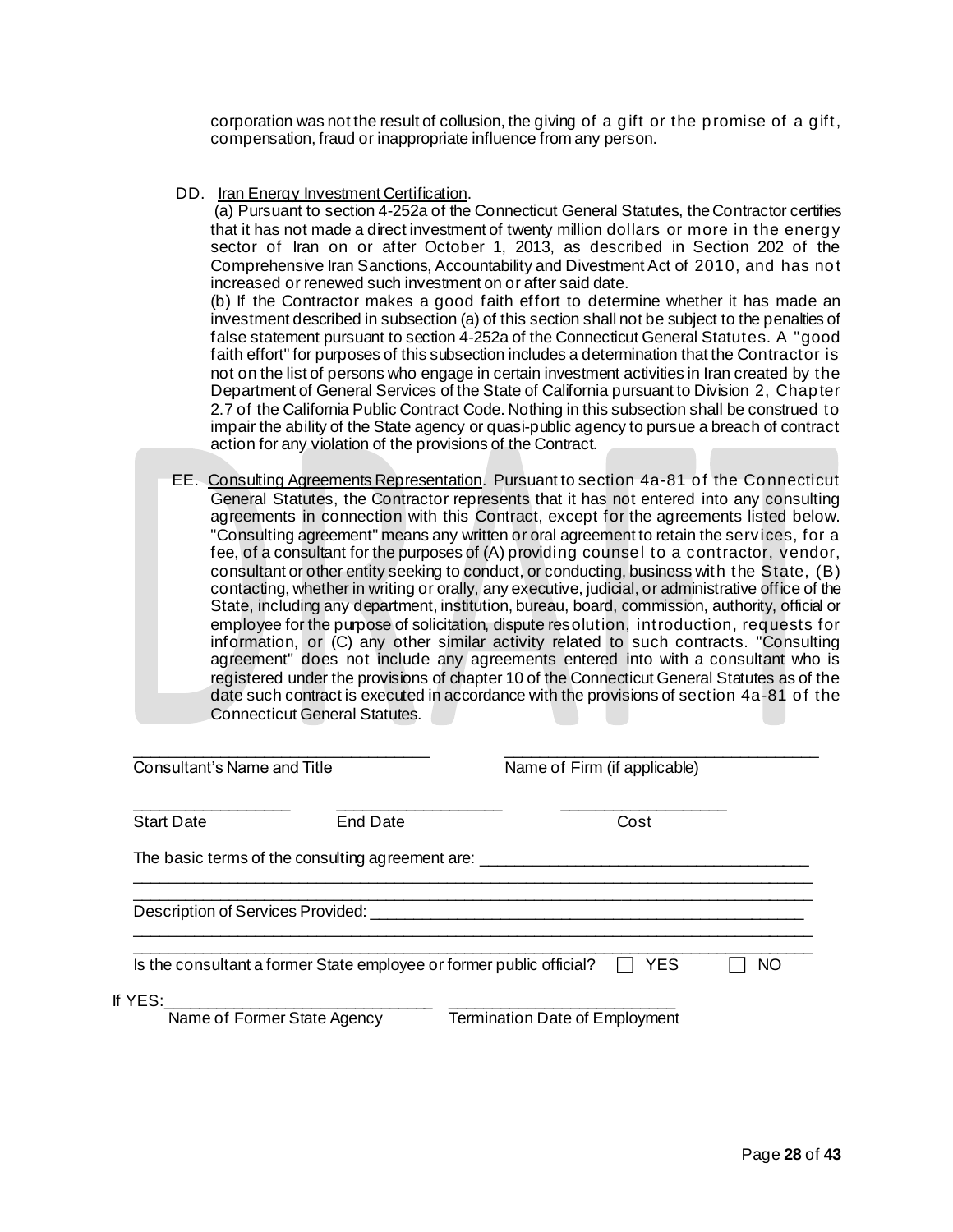corporation was not the result of collusion, the giving of a gift or the promise of a gift, compensation, fraud or inappropriate influence from any person.

DD. <u>Iran Energy Investment Certification</u>.

(a) Pursuant to section 4-252a of the Connecticut General Statutes, the Contractor certifies that it has not made a direct investment of twenty million dollars or more in the energy sector of Iran on or after October 1, 2013, as described in Section 202 of the Comprehensive Iran Sanctions, Accountability and Divestment Act of 2010, and has not increased or renewed such investment on or after said date.

(b) If the Contractor makes a good faith effort to determine whether it has made an investment described in subsection (a) of this section shall not be subject to the penalties of false statement pursuant to section 4-252a of the Connecticut General Statutes. A "good faith effort" for purposes of this subsection includes a determination that the Contractor is not on the list of persons who engage in certain investment activities in Iran created by the Department of General Services of the State of California pursuant to Division 2, Chapter 2.7 of the California Public Contract Code. Nothing in this subsection shall be construed to impair the ability of the State agency or quasi-public agency to pursue a breach of contract action for any violation of the provisions of the Contract.

EE. <u>Consulting Agreements Representation</u>. Pursuant to section 4a-81 of the Connecticut General Statutes, the Contractor represents that it has not entered into any consulting agreements in connection with this Contract, except for the agreements listed below. "Consulting agreement" means any written or oral agreement to retain the services, for a fee, of a consultant for the purposes of (A) providing counsel to a contractor, vendor, consultant or other entity seeking to conduct, or conducting, business with the State, (B) contacting, whether in writing or orally, any executive, judicial, or administrative office of the State, including any department, institution, bureau, board, commission, authority, official or employee for the purpose of solicitation, dispute resolution, introduction, requests for information, or (C) any other similar activity related to such contracts. "Consulting agreement" does not include any agreements entered into with a consultant who is registered under the provisions of chapter 10 of the Connecticut General Statutes as of the date such contract is executed in accordance with the provisions of section 4a-81 of the Connecticut General Statutes.

___________________________________ ____________________________________
Consultant's Name and Title Name of Firm (if applicable)

__________________ __________________ __________________
Start Date End Date Cost

The basic terms of the consulting agreement are: ____________________________________
_____________________________________________________________________________
_____________________________________________________________________________

Description of Services Provided: _________________________________________________
_____________________________________________________________________________
_____________________________________________________________________________

Is the consultant a former State employee or former public official? ☐ YES ☐ NO

If YES: ______________________________ ___________________________
Name of Former State Agency Termination Date of Employment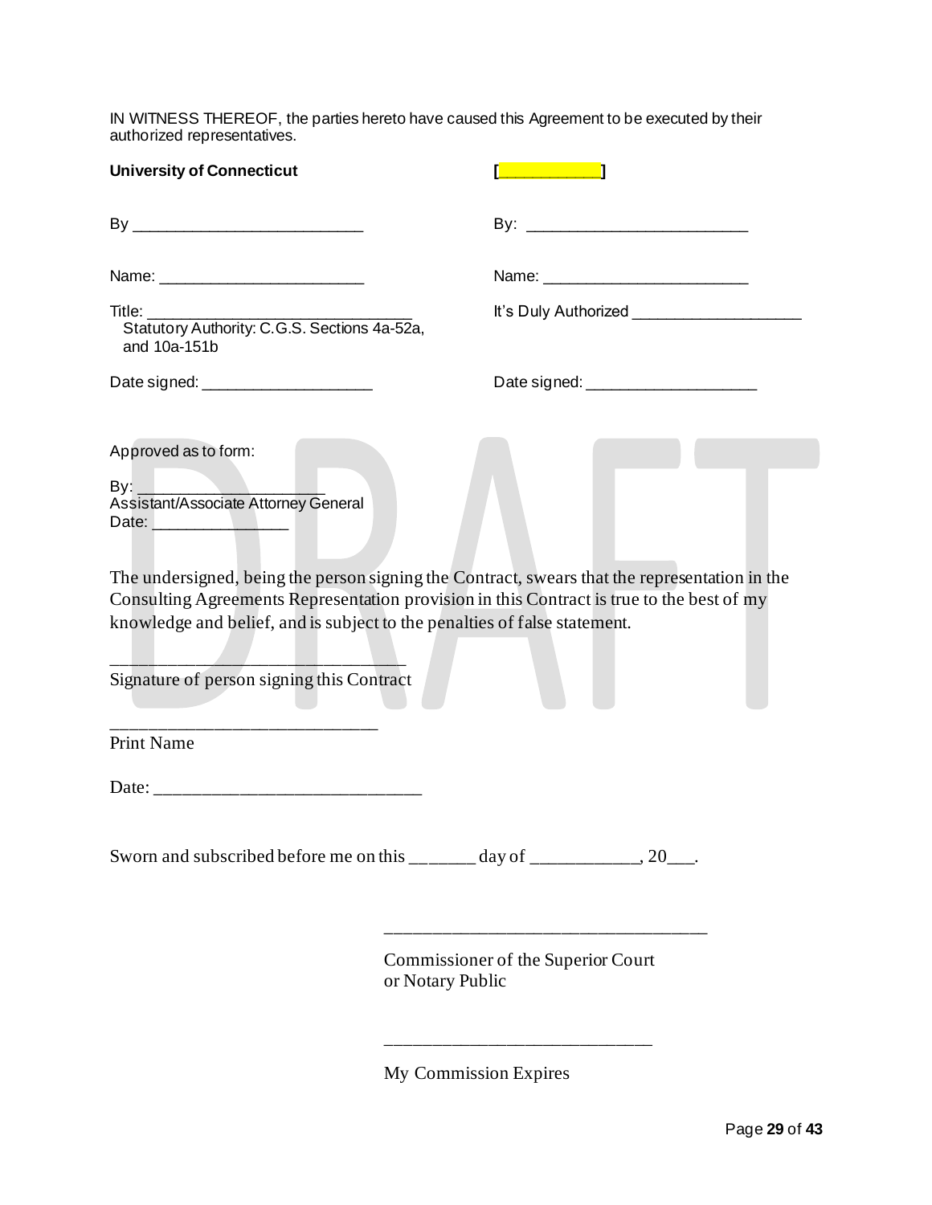IN WITNESS THEREOF, the parties hereto have caused this Agreement to be executed by their authorized representatives.

| **University of Connecticut** | **[___________]** |
|---|---|
| By ___________________________ | By: __________________________ |
| Name: ________________________ | Name: ________________________ |
| Title: ________________________________<br>Statutory Authority: C.G.S. Sections 4a-52a, and 10a-151b | It's Duly Authorized ____________________ |
| Date signed: ____________________ | Date signed: ____________________ |

Approved as to form:

By: ______________________
Assistant/Associate Attorney General
Date: ________________

The undersigned, being the person signing the Contract, swears that the representation in the Consulting Agreements Representation provision in this Contract is true to the best of my knowledge and belief, and is subject to the penalties of false statement.

_________________________________
Signature of person signing this Contract

______________________________
Print Name

Date: ______________________________

Sworn and subscribed before me on this _______ day of ____________, 20___.

____________________________________
Commissioner of the Superior Court
or Notary Public

______________________________
My Commission Expires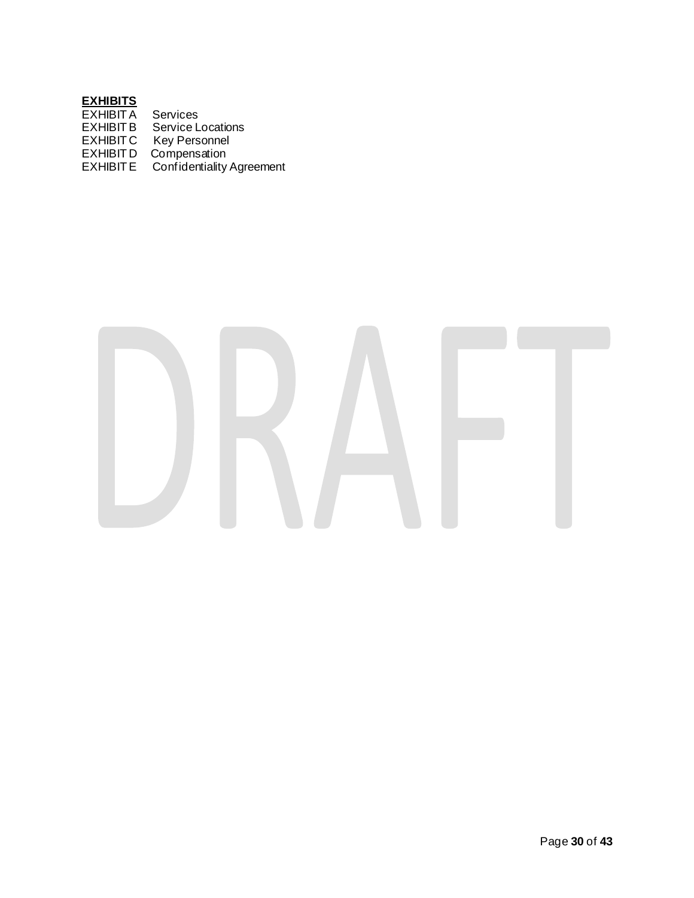**EXHIBITS**

EXHIBIT A Services
EXHIBIT B Service Locations
EXHIBIT C Key Personnel
EXHIBIT D Compensation
EXHIBIT E Confidentiality Agreement

DRAFT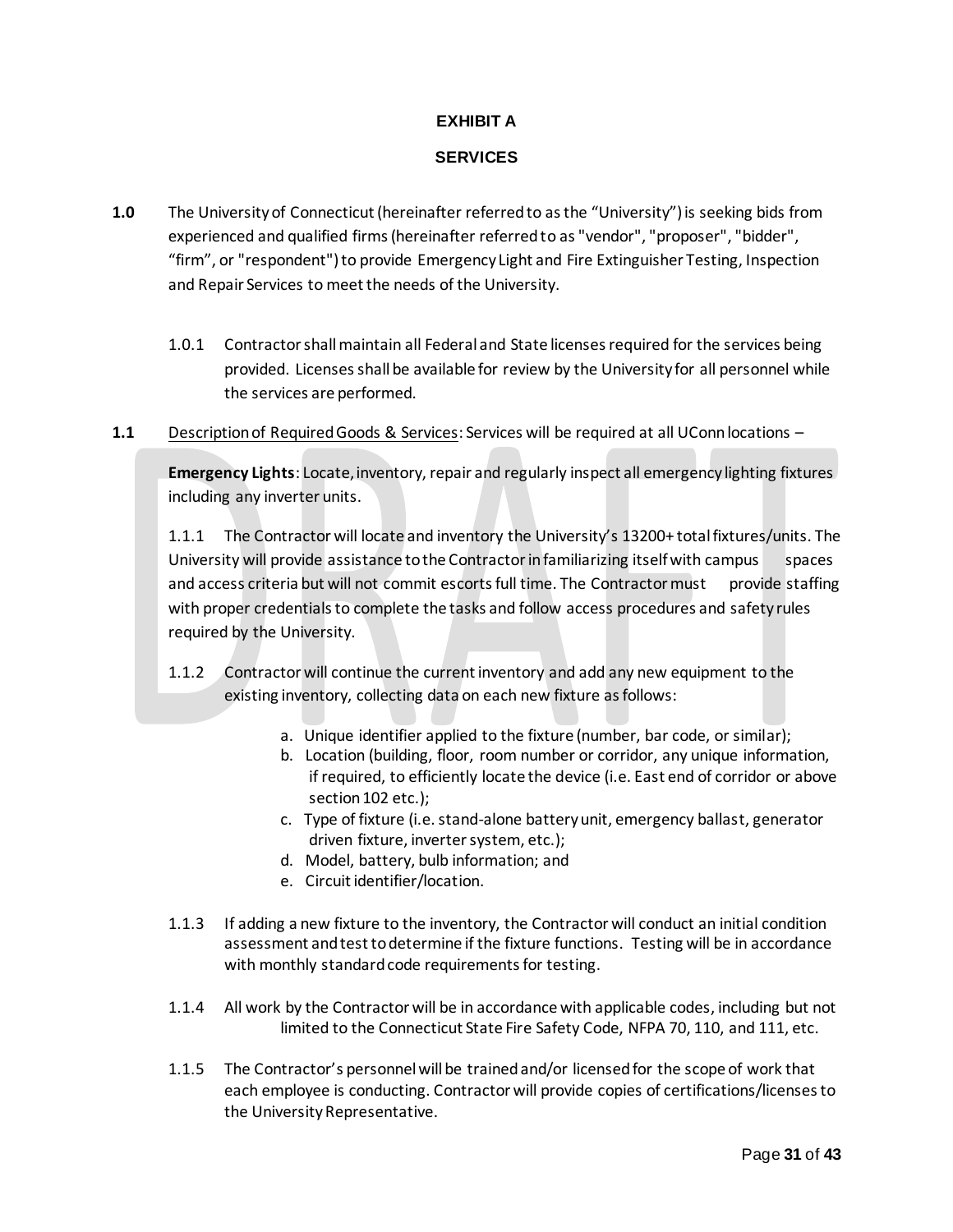# EXHIBIT A

## SERVICES

**1.0** The University of Connecticut (hereinafter referred to as the "University") is seeking bids from experienced and qualified firms (hereinafter referred to as "vendor", "proposer", "bidder", "firm", or "respondent") to provide Emergency Light and Fire Extinguisher Testing, Inspection and Repair Services to meet the needs of the University.

1.0.1 Contractor shall maintain all Federal and State licenses required for the services being provided. Licenses shall be available for review by the University for all personnel while the services are performed.

**1.1** Description of Required Goods & Services: Services will be required at all UConn locations –

**Emergency Lights**: Locate, inventory, repair and regularly inspect all emergency lighting fixtures including any inverter units.

1.1.1 The Contractor will locate and inventory the University's 13200+ total fixtures/units. The University will provide assistance to the Contractor in familiarizing itself with campus spaces and access criteria but will not commit escorts full time. The Contractor must provide staffing with proper credentials to complete the tasks and follow access procedures and safety rules required by the University.

1.1.2 Contractor will continue the current inventory and add any new equipment to the existing inventory, collecting data on each new fixture as follows:

a. Unique identifier applied to the fixture (number, bar code, or similar);
b. Location (building, floor, room number or corridor, any unique information, if required, to efficiently locate the device (i.e. East end of corridor or above section 102 etc.);
c. Type of fixture (i.e. stand-alone battery unit, emergency ballast, generator driven fixture, inverter system, etc.);
d. Model, battery, bulb information; and
e. Circuit identifier/location.

1.1.3 If adding a new fixture to the inventory, the Contractor will conduct an initial condition assessment and test to determine if the fixture functions. Testing will be in accordance with monthly standard code requirements for testing.

1.1.4 All work by the Contractor will be in accordance with applicable codes, including but not limited to the Connecticut State Fire Safety Code, NFPA 70, 110, and 111, etc.

1.1.5 The Contractor's personnel will be trained and/or licensed for the scope of work that each employee is conducting. Contractor will provide copies of certifications/licenses to the University Representative.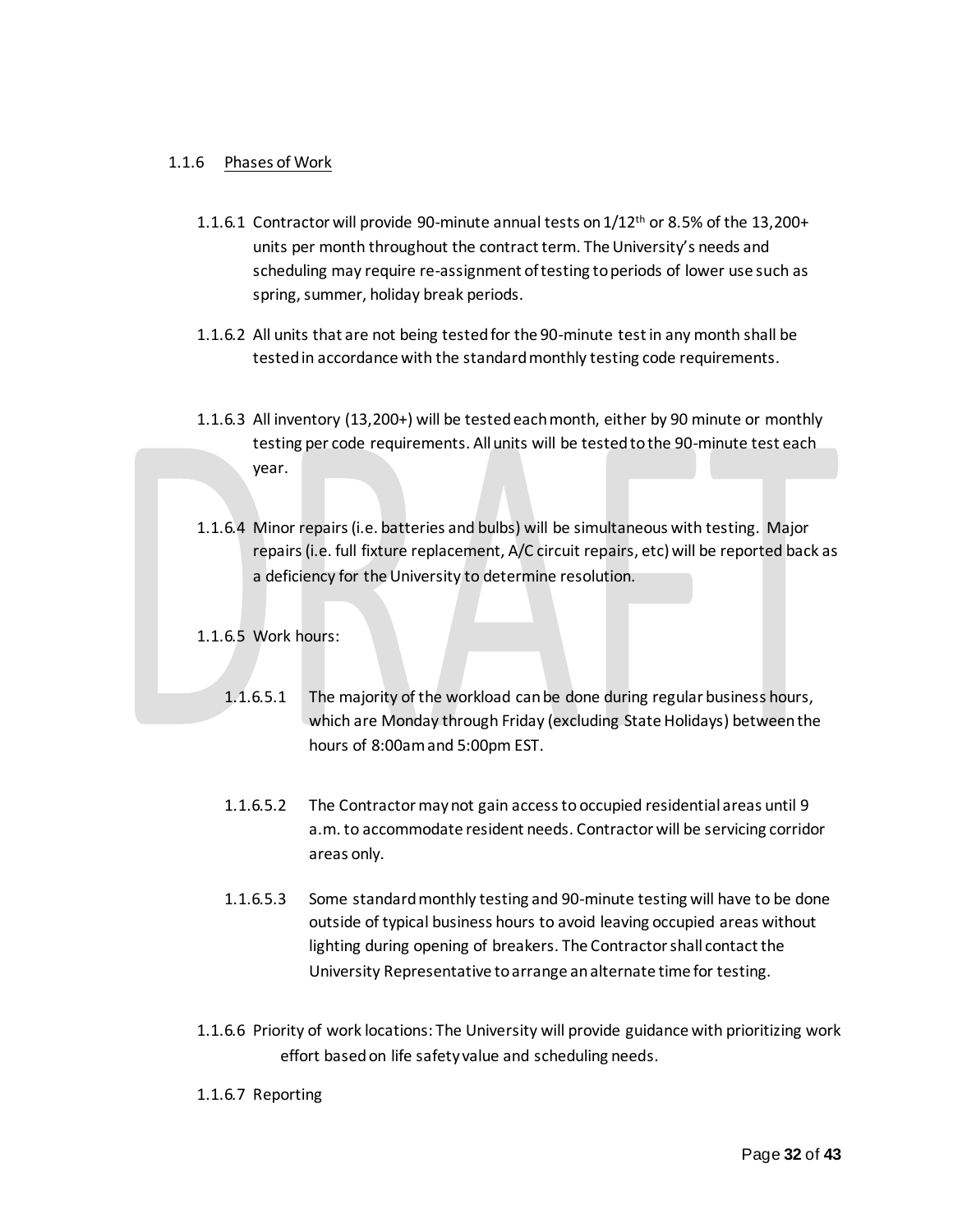1.1.6 <u>Phases of Work</u>

1.1.6.1 Contractor will provide 90-minute annual tests on 1/12th or 8.5% of the 13,200+ units per month throughout the contract term. The University's needs and scheduling may require re-assignment of testing to periods of lower use such as spring, summer, holiday break periods.

1.1.6.2 All units that are not being tested for the 90-minute test in any month shall be tested in accordance with the standard monthly testing code requirements.

1.1.6.3 All inventory (13,200+) will be tested each month, either by 90 minute or monthly testing per code requirements. All units will be tested to the 90-minute test each year.

1.1.6.4 Minor repairs (i.e. batteries and bulbs) will be simultaneous with testing. Major repairs (i.e. full fixture replacement, A/C circuit repairs, etc) will be reported back as a deficiency for the University to determine resolution.

1.1.6.5 Work hours:

1.1.6.5.1 The majority of the workload can be done during regular business hours, which are Monday through Friday (excluding State Holidays) between the hours of 8:00am and 5:00pm EST.

1.1.6.5.2 The Contractor may not gain access to occupied residential areas until 9 a.m. to accommodate resident needs. Contractor will be servicing corridor areas only.

1.1.6.5.3 Some standard monthly testing and 90-minute testing will have to be done outside of typical business hours to avoid leaving occupied areas without lighting during opening of breakers. The Contractor shall contact the University Representative to arrange an alternate time for testing.

1.1.6.6 Priority of work locations: The University will provide guidance with prioritizing work effort based on life safety value and scheduling needs.

1.1.6.7 Reporting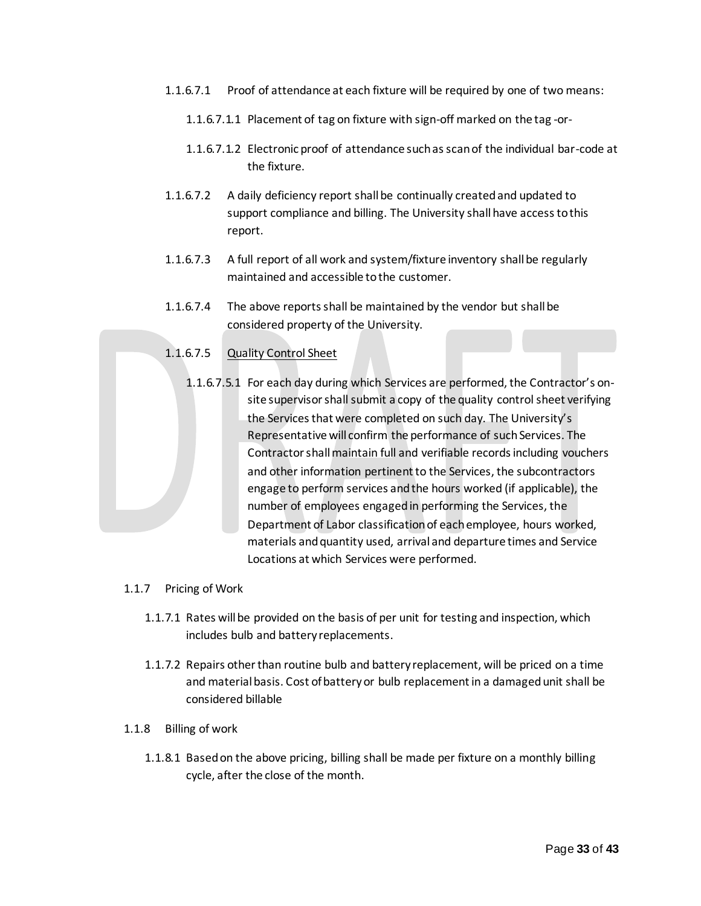1.1.6.7.1 Proof of attendance at each fixture will be required by one of two means:

1.1.6.7.1.1 Placement of tag on fixture with sign-off marked on the tag -or-

1.1.6.7.1.2 Electronic proof of attendance such as scan of the individual bar-code at the fixture.

1.1.6.7.2 A daily deficiency report shall be continually created and updated to support compliance and billing. The University shall have access to this report.

1.1.6.7.3 A full report of all work and system/fixture inventory shall be regularly maintained and accessible to the customer.

1.1.6.7.4 The above reports shall be maintained by the vendor but shall be considered property of the University.

1.1.6.7.5 <u>Quality Control Sheet</u>

1.1.6.7.5.1 For each day during which Services are performed, the Contractor's on-site supervisor shall submit a copy of the quality control sheet verifying the Services that were completed on such day. The University's Representative will confirm the performance of such Services. The Contractor shall maintain full and verifiable records including vouchers and other information pertinent to the Services, the subcontractors engage to perform services and the hours worked (if applicable), the number of employees engaged in performing the Services, the Department of Labor classification of each employee, hours worked, materials and quantity used, arrival and departure times and Service Locations at which Services were performed.

1.1.7 Pricing of Work

1.1.7.1 Rates will be provided on the basis of per unit for testing and inspection, which includes bulb and battery replacements.

1.1.7.2 Repairs other than routine bulb and battery replacement, will be priced on a time and material basis. Cost of battery or bulb replacement in a damaged unit shall be considered billable

1.1.8 Billing of work

1.1.8.1 Based on the above pricing, billing shall be made per fixture on a monthly billing cycle, after the close of the month.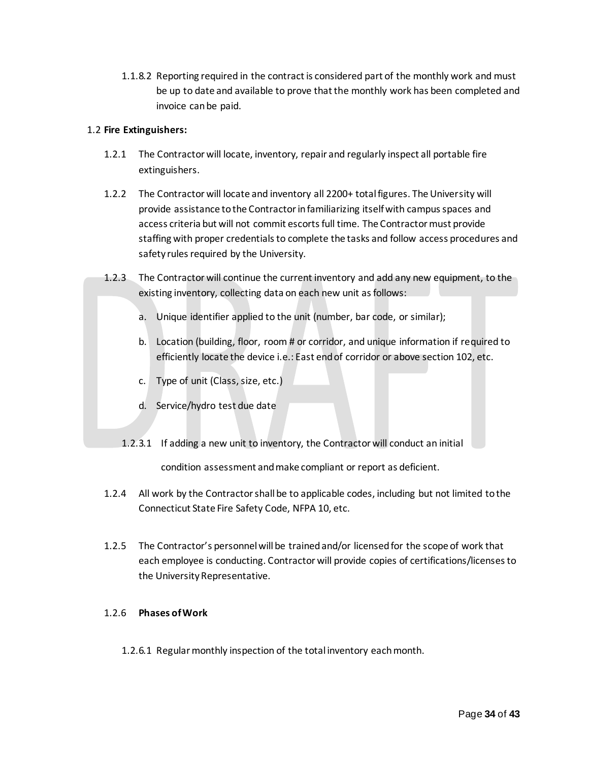1.1.8.2 Reporting required in the contract is considered part of the monthly work and must be up to date and available to prove that the monthly work has been completed and invoice can be paid.

1.2 **Fire Extinguishers:**

1.2.1 The Contractor will locate, inventory, repair and regularly inspect all portable fire extinguishers.

1.2.2 The Contractor will locate and inventory all 2200+ total figures. The University will provide assistance to the Contractor in familiarizing itself with campus spaces and access criteria but will not commit escorts full time. The Contractor must provide staffing with proper credentials to complete the tasks and follow access procedures and safety rules required by the University.

1.2.3 The Contractor will continue the current inventory and add any new equipment, to the existing inventory, collecting data on each new unit as follows:

a. Unique identifier applied to the unit (number, bar code, or similar);

b. Location (building, floor, room # or corridor, and unique information if required to efficiently locate the device i.e.: East end of corridor or above section 102, etc.

c. Type of unit (Class, size, etc.)

d. Service/hydro test due date

1.2.3.1 If adding a new unit to inventory, the Contractor will conduct an initial condition assessment and make compliant or report as deficient.

1.2.4 All work by the Contractor shall be to applicable codes, including but not limited to the Connecticut State Fire Safety Code, NFPA 10, etc.

1.2.5 The Contractor's personnel will be trained and/or licensed for the scope of work that each employee is conducting. Contractor will provide copies of certifications/licenses to the University Representative.

1.2.6 **Phases of Work**

1.2.6.1 Regular monthly inspection of the total inventory each month.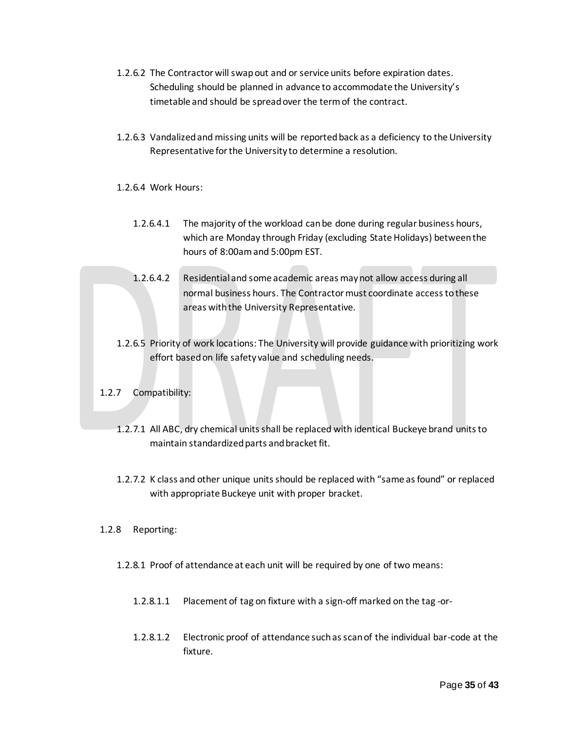1.2.6.2 The Contractor will swap out and or service units before expiration dates. Scheduling should be planned in advance to accommodate the University's timetable and should be spread over the term of the contract.

1.2.6.3 Vandalized and missing units will be reported back as a deficiency to the University Representative for the University to determine a resolution.

1.2.6.4 Work Hours:

1.2.6.4.1 The majority of the workload can be done during regular business hours, which are Monday through Friday (excluding State Holidays) between the hours of 8:00am and 5:00pm EST.

1.2.6.4.2 Residential and some academic areas may not allow access during all normal business hours. The Contractor must coordinate access to these areas with the University Representative.

1.2.6.5 Priority of work locations: The University will provide guidance with prioritizing work effort based on life safety value and scheduling needs.

1.2.7 Compatibility:

1.2.7.1 All ABC, dry chemical units shall be replaced with identical Buckeye brand units to maintain standardized parts and bracket fit.

1.2.7.2 K class and other unique units should be replaced with "same as found" or replaced with appropriate Buckeye unit with proper bracket.

1.2.8 Reporting:

1.2.8.1 Proof of attendance at each unit will be required by one of two means:

1.2.8.1.1 Placement of tag on fixture with a sign-off marked on the tag -or-

1.2.8.1.2 Electronic proof of attendance such as scan of the individual bar-code at the fixture.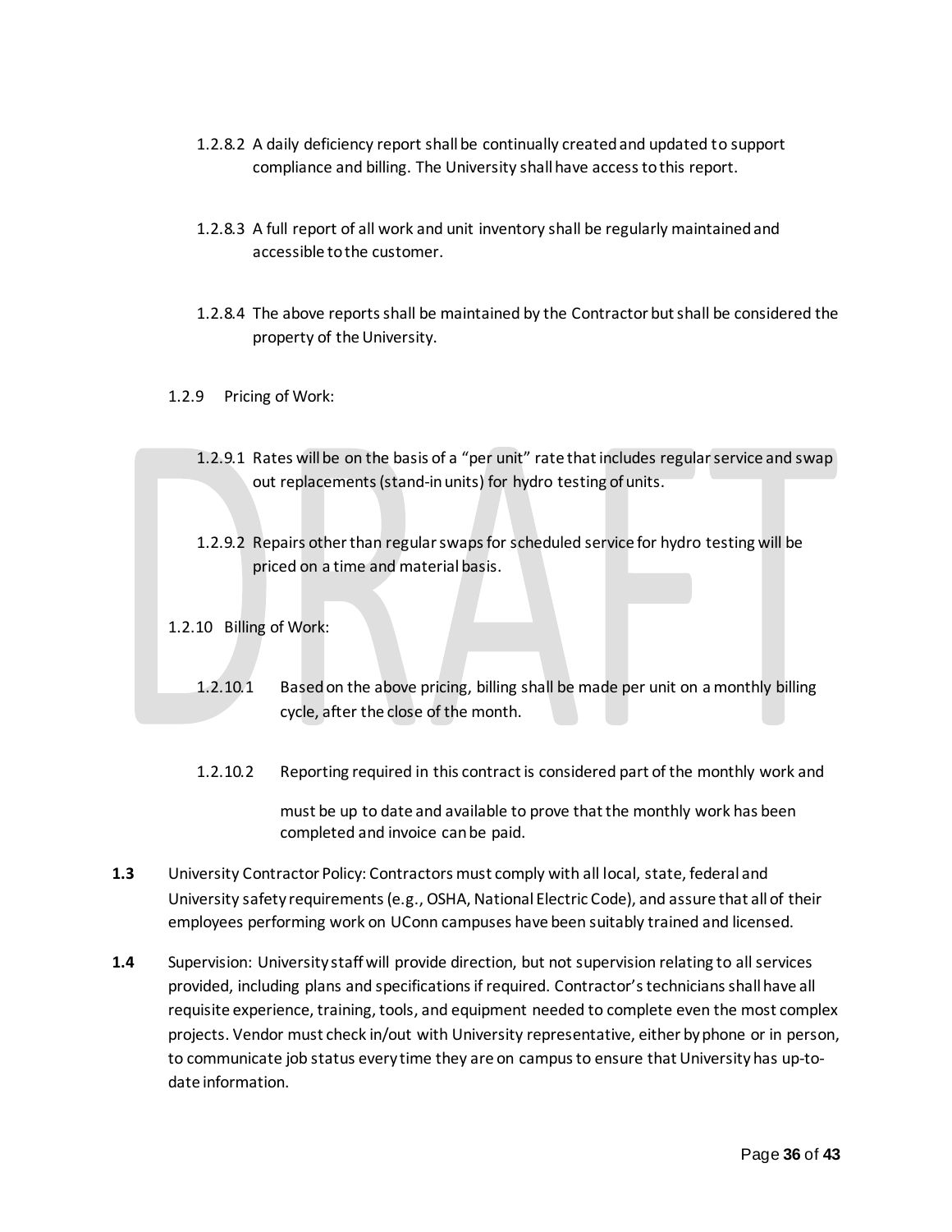1.2.8.2 A daily deficiency report shall be continually created and updated to support compliance and billing. The University shall have access to this report.

1.2.8.3 A full report of all work and unit inventory shall be regularly maintained and accessible to the customer.

1.2.8.4 The above reports shall be maintained by the Contractor but shall be considered the property of the University.

1.2.9 Pricing of Work:

1.2.9.1 Rates will be on the basis of a "per unit" rate that includes regular service and swap out replacements (stand-in units) for hydro testing of units.

1.2.9.2 Repairs other than regular swaps for scheduled service for hydro testing will be priced on a time and material basis.

1.2.10 Billing of Work:

1.2.10.1 Based on the above pricing, billing shall be made per unit on a monthly billing cycle, after the close of the month.

1.2.10.2 Reporting required in this contract is considered part of the monthly work and must be up to date and available to prove that the monthly work has been completed and invoice can be paid.

**1.3** University Contractor Policy: Contractors must comply with all local, state, federal and University safety requirements (e.g., OSHA, National Electric Code), and assure that all of their employees performing work on UConn campuses have been suitably trained and licensed.

**1.4** Supervision: University staff will provide direction, but not supervision relating to all services provided, including plans and specifications if required. Contractor's technicians shall have all requisite experience, training, tools, and equipment needed to complete even the most complex projects. Vendor must check in/out with University representative, either by phone or in person, to communicate job status every time they are on campus to ensure that University has up-to-date information.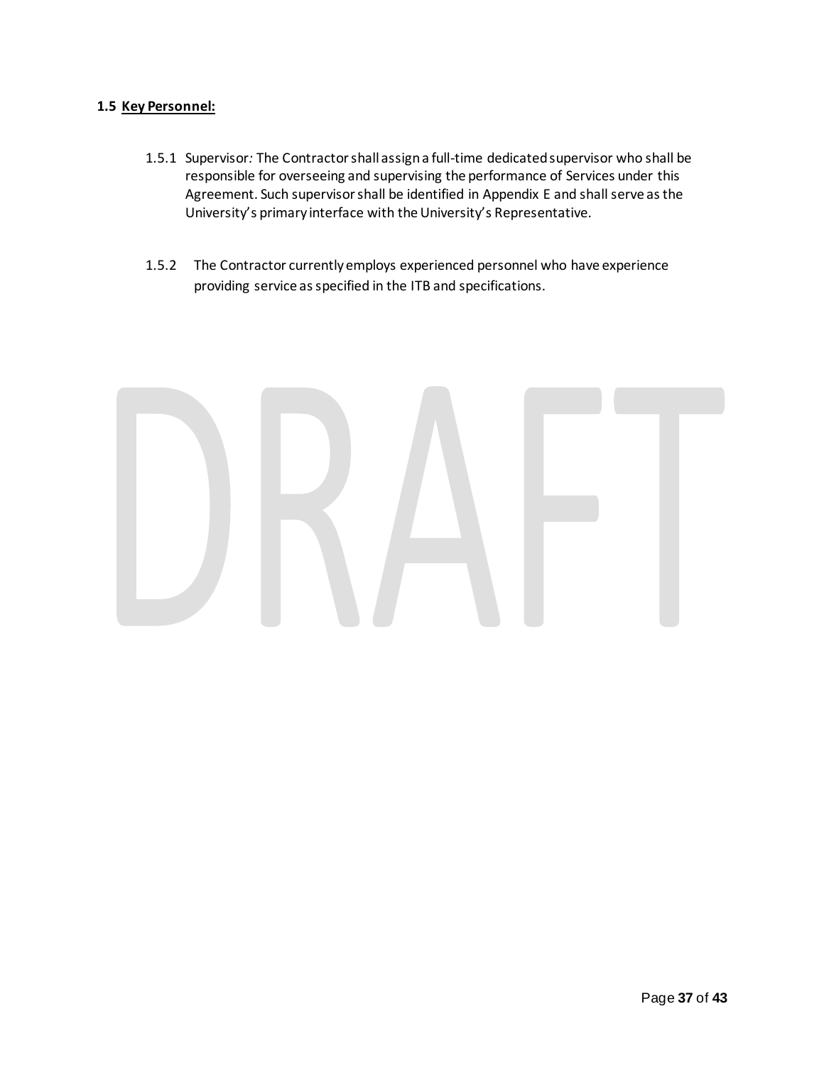**1.5 <u>Key Personnel:</u>**

1.5.1 Supervisor*:* The Contractor shall assign a full-time dedicated supervisor who shall be responsible for overseeing and supervising the performance of Services under this Agreement. Such supervisor shall be identified in Appendix E and shall serve as the University's primary interface with the University's Representative.

1.5.2 The Contractor currently employs experienced personnel who have experience providing service as specified in the ITB and specifications.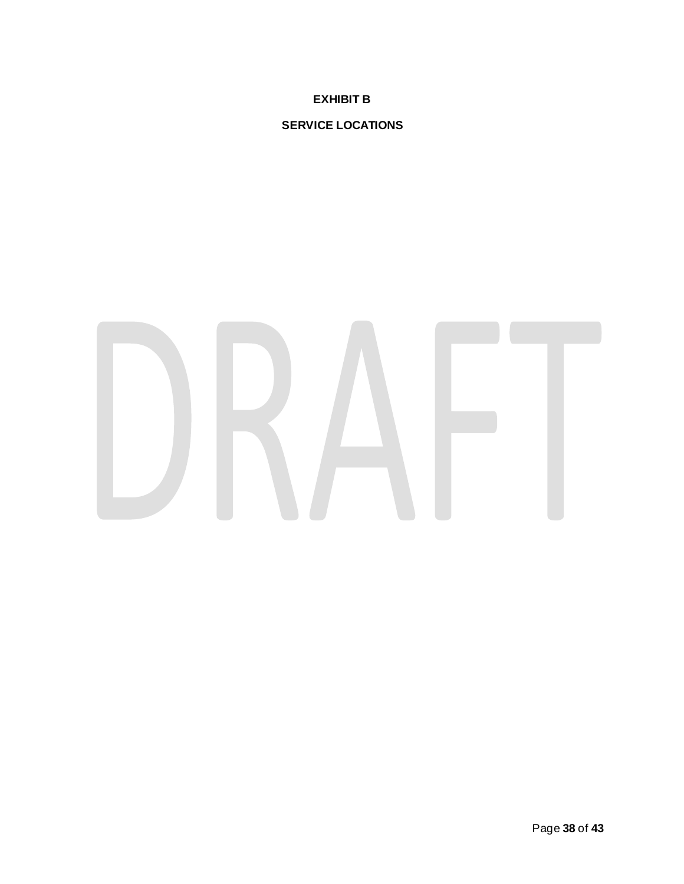**EXHIBIT B**

**SERVICE LOCATIONS**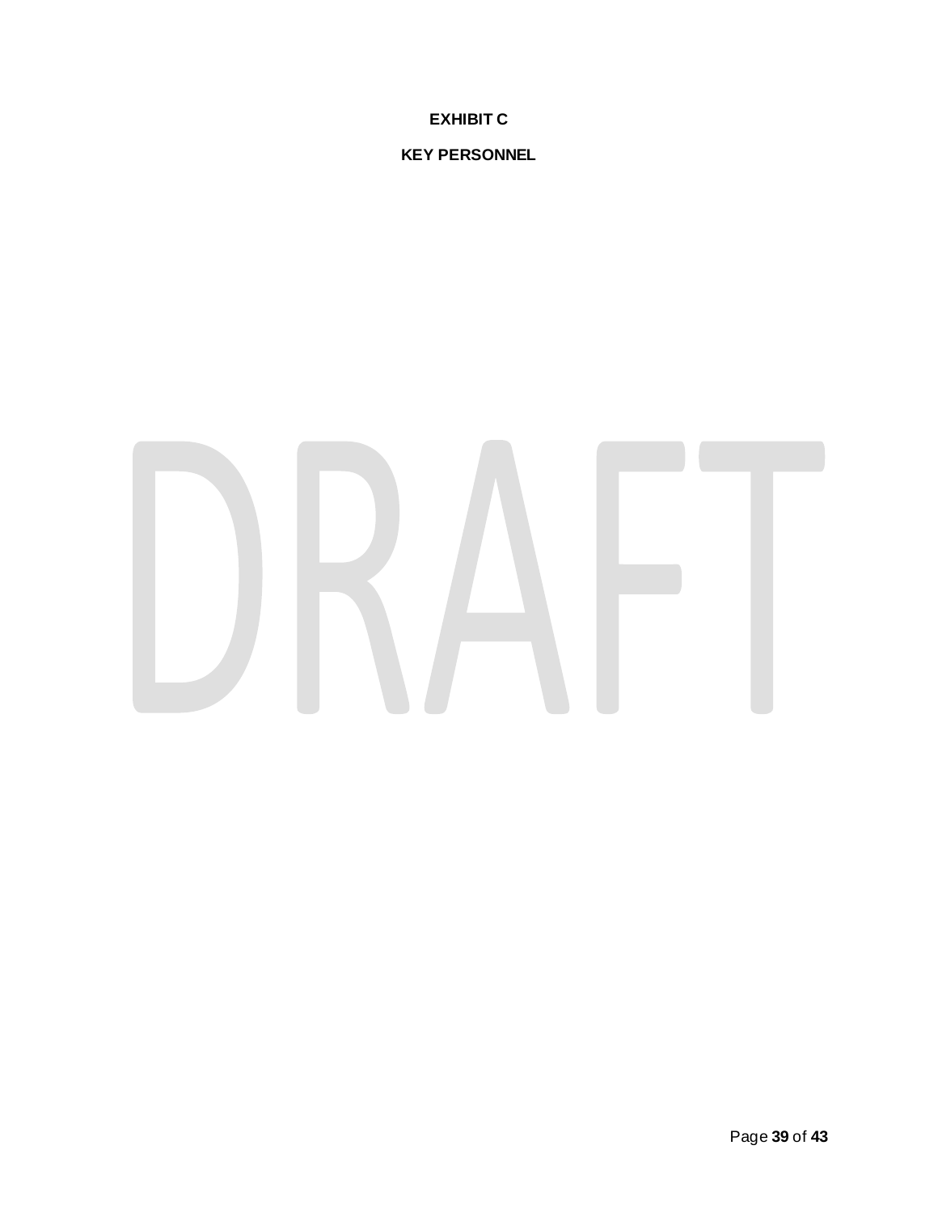**EXHIBIT C**

**KEY PERSONNEL**

DRAFT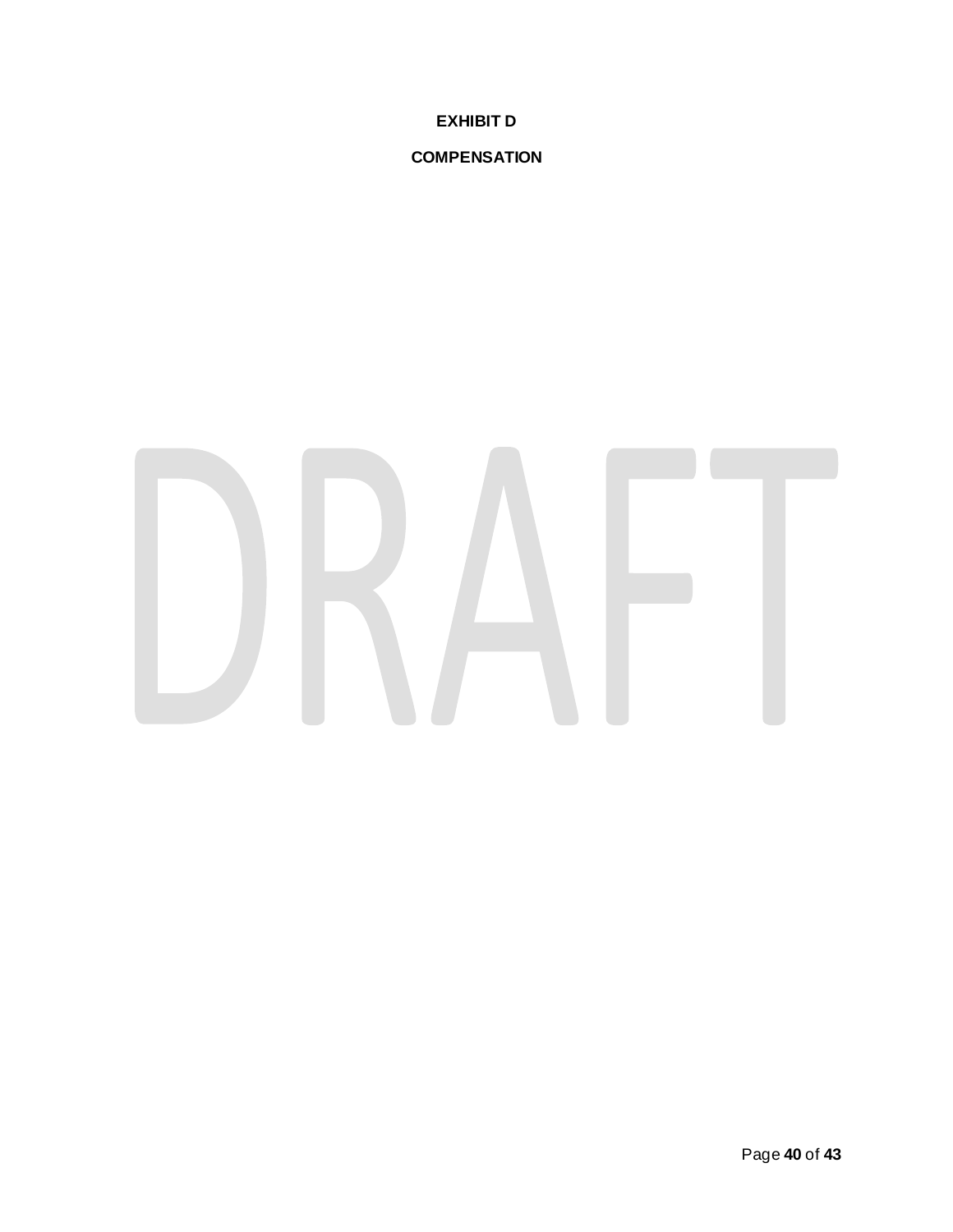**EXHIBIT D**

**COMPENSATION**

DRAFT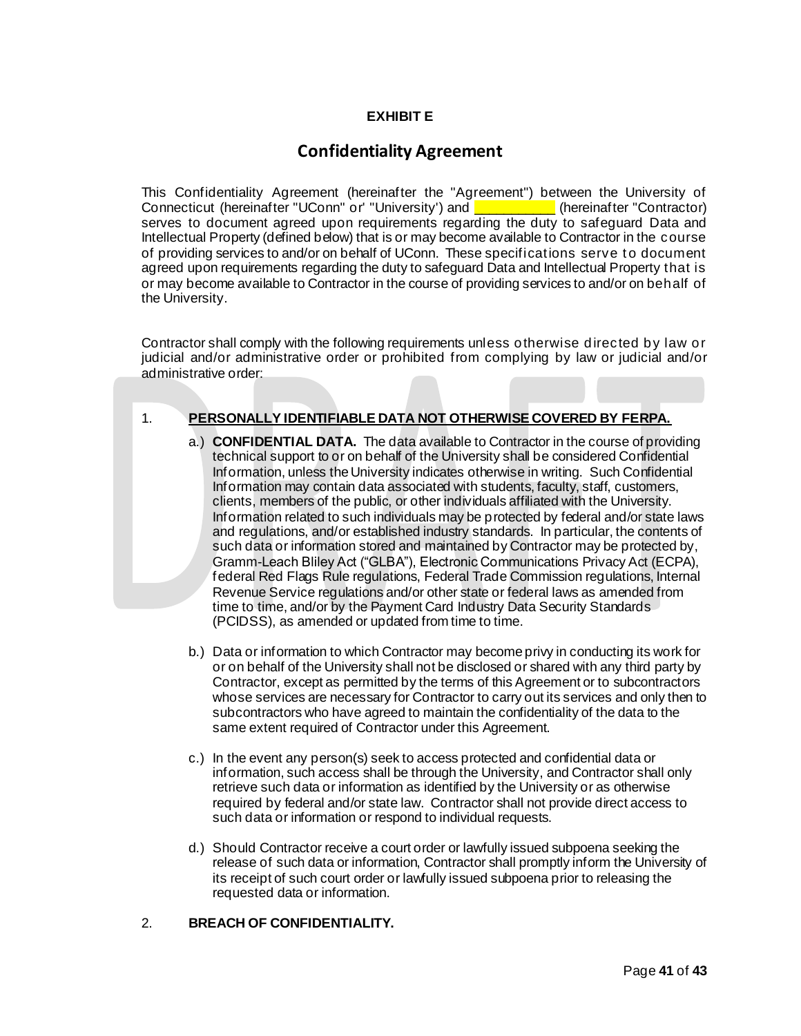**EXHIBIT E**

# Confidentiality Agreement

This Confidentiality Agreement (hereinafter the "Agreement") between the University of Connecticut (hereinafter "UConn" or' "University') and ___________ (hereinafter "Contractor) serves to document agreed upon requirements regarding the duty to safeguard Data and Intellectual Property (defined below) that is or may become available to Contractor in the course of providing services to and/or on behalf of UConn. These specifications serve to document agreed upon requirements regarding the duty to safeguard Data and Intellectual Property that is or may become available to Contractor in the course of providing services to and/or on behalf of the University.

Contractor shall comply with the following requirements unless otherwise directed by law or judicial and/or administrative order or prohibited from complying by law or judicial and/or administrative order:

1. **PERSONALLY IDENTIFIABLE DATA NOT OTHERWISE COVERED BY FERPA.**

   a.) **CONFIDENTIAL DATA.** The data available to Contractor in the course of providing technical support to or on behalf of the University shall be considered Confidential Information, unless the University indicates otherwise in writing. Such Confidential Information may contain data associated with students, faculty, staff, customers, clients, members of the public, or other individuals affiliated with the University. Information related to such individuals may be protected by federal and/or state laws and regulations, and/or established industry standards. In particular, the contents of such data or information stored and maintained by Contractor may be protected by, Gramm-Leach Bliley Act ("GLBA"), Electronic Communications Privacy Act (ECPA), federal Red Flags Rule regulations, Federal Trade Commission regulations, Internal Revenue Service regulations and/or other state or federal laws as amended from time to time, and/or by the Payment Card Industry Data Security Standards (PCIDSS), as amended or updated from time to time.

   b.) Data or information to which Contractor may become privy in conducting its work for or on behalf of the University shall not be disclosed or shared with any third party by Contractor, except as permitted by the terms of this Agreement or to subcontractors whose services are necessary for Contractor to carry out its services and only then to subcontractors who have agreed to maintain the confidentiality of the data to the same extent required of Contractor under this Agreement.

   c.) In the event any person(s) seek to access protected and confidential data or information, such access shall be through the University, and Contractor shall only retrieve such data or information as identified by the University or as otherwise required by federal and/or state law. Contractor shall not provide direct access to such data or information or respond to individual requests.

   d.) Should Contractor receive a court order or lawfully issued subpoena seeking the release of such data or information, Contractor shall promptly inform the University of its receipt of such court order or lawfully issued subpoena prior to releasing the requested data or information.

2. **BREACH OF CONFIDENTIALITY.**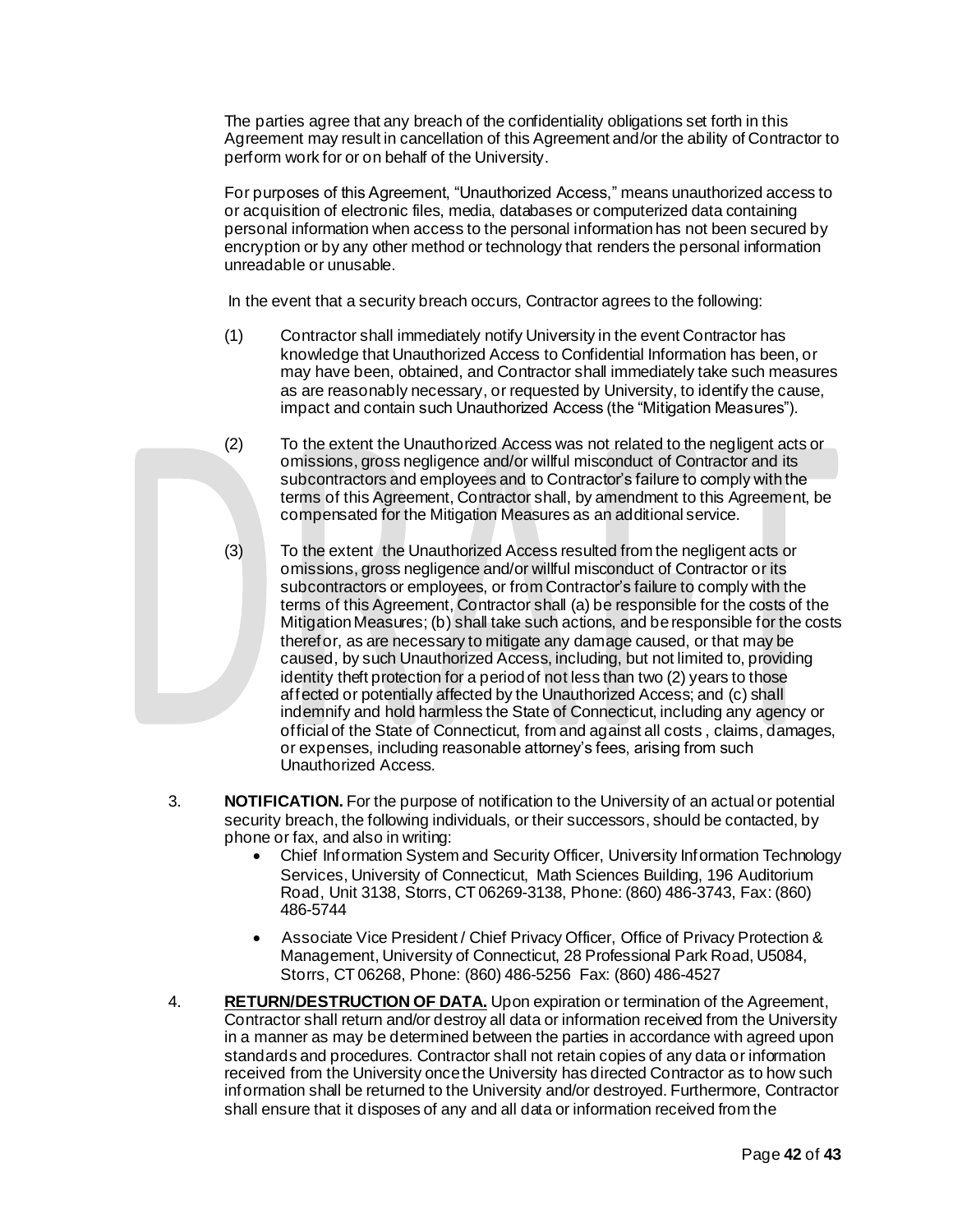The parties agree that any breach of the confidentiality obligations set forth in this Agreement may result in cancellation of this Agreement and/or the ability of Contractor to perform work for or on behalf of the University.

For purposes of this Agreement, "Unauthorized Access," means unauthorized access to or acquisition of electronic files, media, databases or computerized data containing personal information when access to the personal information has not been secured by encryption or by any other method or technology that renders the personal information unreadable or unusable.

In the event that a security breach occurs, Contractor agrees to the following:

(1) Contractor shall immediately notify University in the event Contractor has knowledge that Unauthorized Access to Confidential Information has been, or may have been, obtained, and Contractor shall immediately take such measures as are reasonably necessary, or requested by University, to identify the cause, impact and contain such Unauthorized Access (the "Mitigation Measures").

(2) To the extent the Unauthorized Access was not related to the negligent acts or omissions, gross negligence and/or willful misconduct of Contractor and its subcontractors and employees and to Contractor's failure to comply with the terms of this Agreement, Contractor shall, by amendment to this Agreement, be compensated for the Mitigation Measures as an additional service.

(3) To the extent the Unauthorized Access resulted from the negligent acts or omissions, gross negligence and/or willful misconduct of Contractor or its subcontractors or employees, or from Contractor's failure to comply with the terms of this Agreement, Contractor shall (a) be responsible for the costs of the Mitigation Measures; (b) shall take such actions, and be responsible for the costs therefor, as are necessary to mitigate any damage caused, or that may be caused, by such Unauthorized Access, including, but not limited to, providing identity theft protection for a period of not less than two (2) years to those affected or potentially affected by the Unauthorized Access; and (c) shall indemnify and hold harmless the State of Connecticut, including any agency or official of the State of Connecticut, from and against all costs , claims, damages, or expenses, including reasonable attorney's fees, arising from such Unauthorized Access.

3. **NOTIFICATION.** For the purpose of notification to the University of an actual or potential security breach, the following individuals, or their successors, should be contacted, by phone or fax, and also in writing:

- Chief Information System and Security Officer, University Information Technology Services, University of Connecticut, Math Sciences Building, 196 Auditorium Road, Unit 3138, Storrs, CT 06269-3138, Phone: (860) 486-3743, Fax: (860) 486-5744
- Associate Vice President / Chief Privacy Officer, Office of Privacy Protection & Management, University of Connecticut, 28 Professional Park Road, U5084, Storrs, CT 06268, Phone: (860) 486-5256 Fax: (860) 486-4527

4. **RETURN/DESTRUCTION OF DATA.** Upon expiration or termination of the Agreement, Contractor shall return and/or destroy all data or information received from the University in a manner as may be determined between the parties in accordance with agreed upon standards and procedures. Contractor shall not retain copies of any data or information received from the University once the University has directed Contractor as to how such information shall be returned to the University and/or destroyed. Furthermore, Contractor shall ensure that it disposes of any and all data or information received from the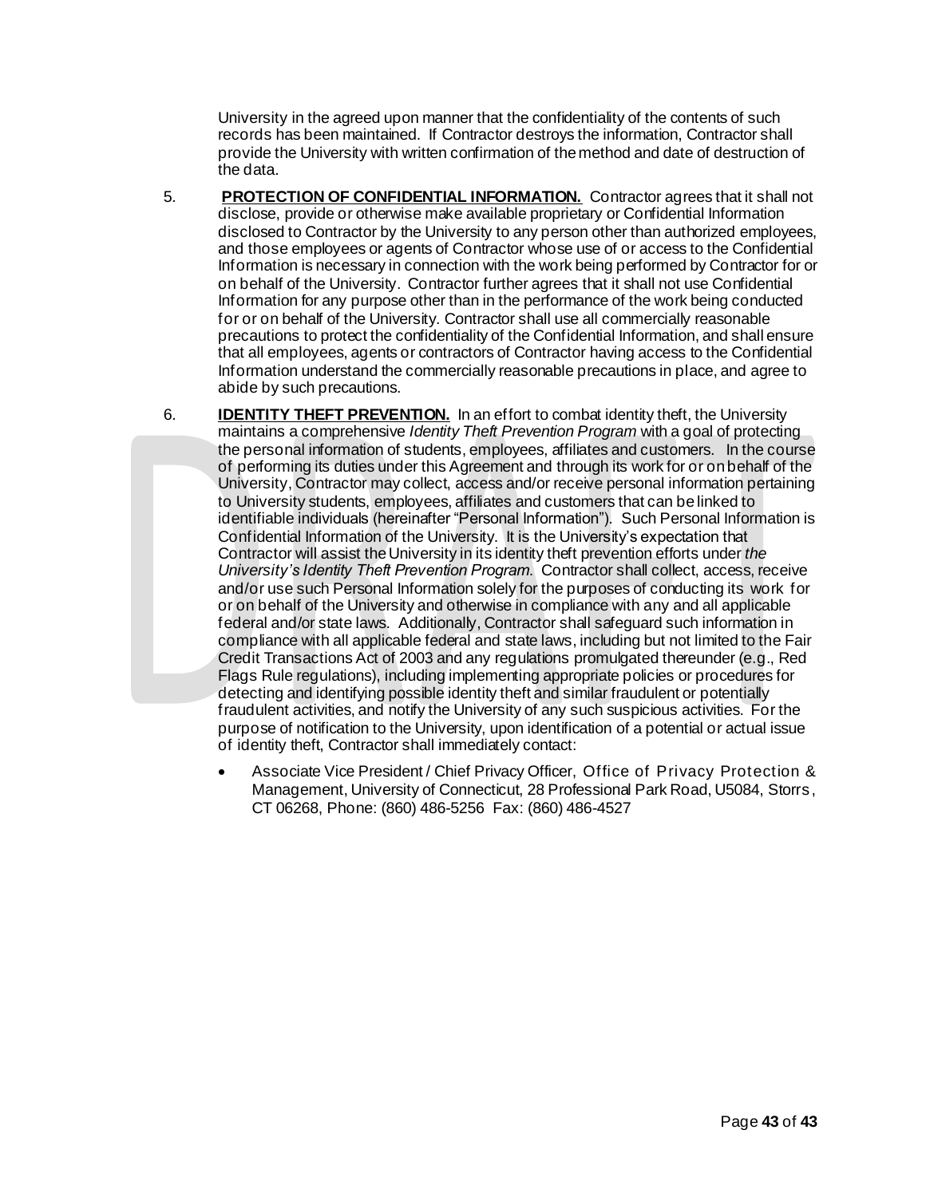University in the agreed upon manner that the confidentiality of the contents of such records has been maintained. If Contractor destroys the information, Contractor shall provide the University with written confirmation of the method and date of destruction of the data.

5. **PROTECTION OF CONFIDENTIAL INFORMATION.** Contractor agrees that it shall not disclose, provide or otherwise make available proprietary or Confidential Information disclosed to Contractor by the University to any person other than authorized employees, and those employees or agents of Contractor whose use of or access to the Confidential Information is necessary in connection with the work being performed by Contractor for or on behalf of the University. Contractor further agrees that it shall not use Confidential Information for any purpose other than in the performance of the work being conducted for or on behalf of the University. Contractor shall use all commercially reasonable precautions to protect the confidentiality of the Confidential Information, and shall ensure that all employees, agents or contractors of Contractor having access to the Confidential Information understand the commercially reasonable precautions in place, and agree to abide by such precautions.

6. **IDENTITY THEFT PREVENTION.** In an effort to combat identity theft, the University maintains a comprehensive *Identity Theft Prevention Program* with a goal of protecting the personal information of students, employees, affiliates and customers. In the course of performing its duties under this Agreement and through its work for or on behalf of the University, Contractor may collect, access and/or receive personal information pertaining to University students, employees, affiliates and customers that can be linked to identifiable individuals (hereinafter "Personal Information"). Such Personal Information is Confidential Information of the University. It is the University's expectation that Contractor will assist the University in its identity theft prevention efforts under *the University's Identity Theft Prevention Program*. Contractor shall collect, access, receive and/or use such Personal Information solely for the purposes of conducting its work for or on behalf of the University and otherwise in compliance with any and all applicable federal and/or state laws. Additionally, Contractor shall safeguard such information in compliance with all applicable federal and state laws, including but not limited to the Fair Credit Transactions Act of 2003 and any regulations promulgated thereunder (e.g., Red Flags Rule regulations), including implementing appropriate policies or procedures for detecting and identifying possible identity theft and similar fraudulent or potentially fraudulent activities, and notify the University of any such suspicious activities. For the purpose of notification to the University, upon identification of a potential or actual issue of identity theft, Contractor shall immediately contact:

   - Associate Vice President / Chief Privacy Officer, Office of Privacy Protection & Management, University of Connecticut, 28 Professional Park Road, U5084, Storrs, CT 06268, Phone: (860) 486-5256 Fax: (860) 486-4527